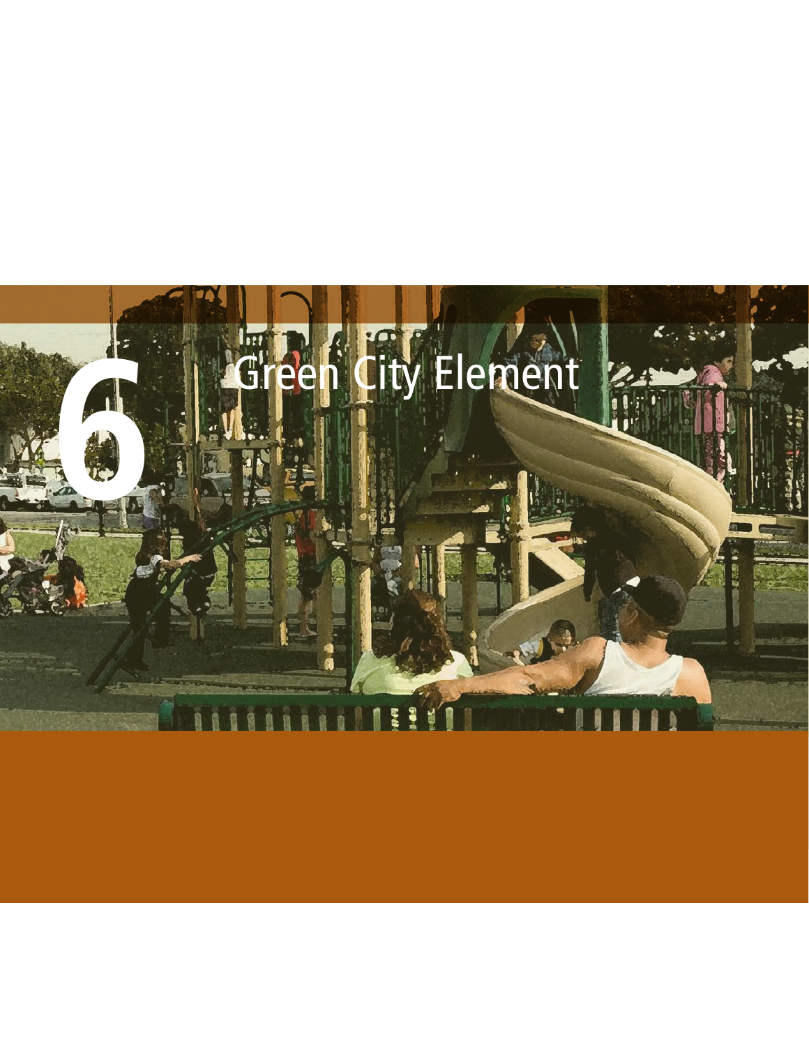# 6 Green City Element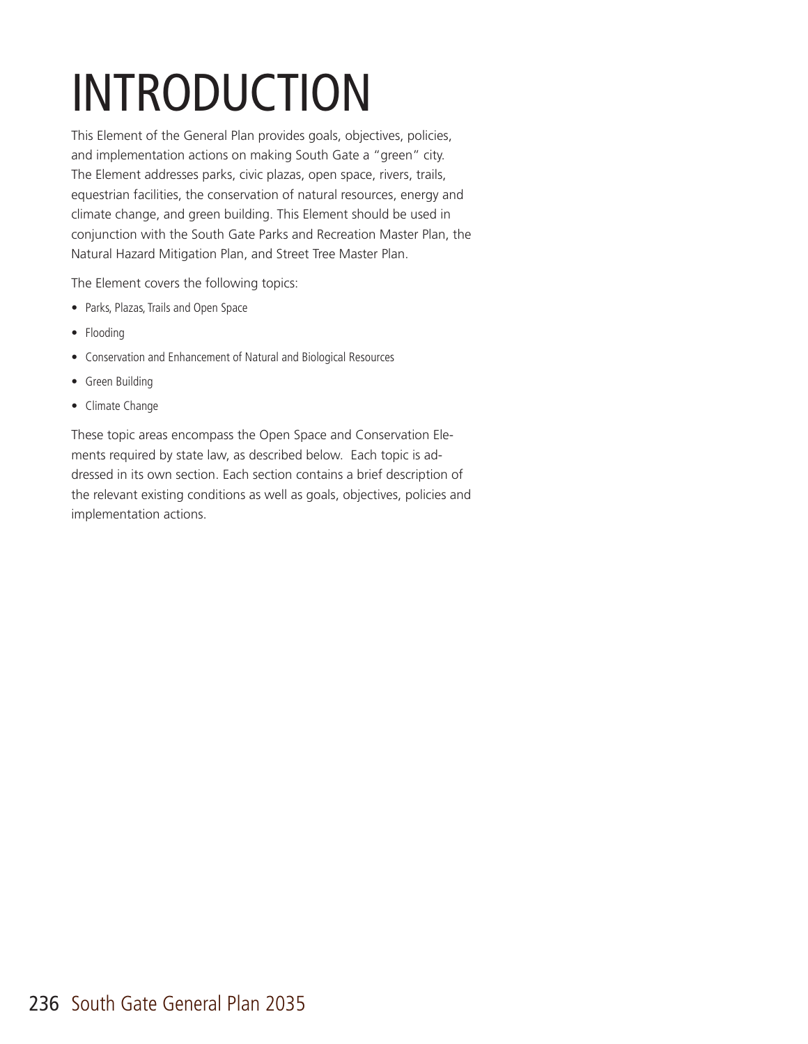# INTRODUCTION

This Element of the General Plan provides goals, objectives, policies, and implementation actions on making South Gate a "green" city. The Element addresses parks, civic plazas, open space, rivers, trails, equestrian facilities, the conservation of natural resources, energy and climate change, and green building. This Element should be used in conjunction with the South Gate Parks and Recreation Master Plan, the Natural Hazard Mitigation Plan, and Street Tree Master Plan.

The Element covers the following topics:

- Parks, Plazas, Trails and Open Space
- Flooding
- Conservation and Enhancement of Natural and Biological Resources
- Green Building
- Climate Change

These topic areas encompass the Open Space and Conservation Elements required by state law, as described below. Each topic is addressed in its own section. Each section contains a brief description of the relevant existing conditions as well as goals, objectives, policies and implementation actions.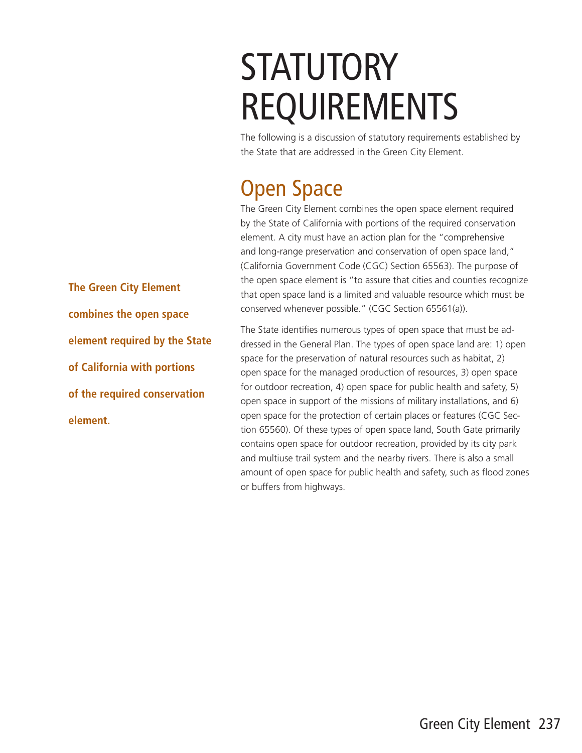# STATUTORY REQUIREMENTS

The following is a discussion of statutory requirements established by the State that are addressed in the Green City Element.

## Open Space

The Green City Element combines the open space element required by the State of California with portions of the required conservation element. A city must have an action plan for the "comprehensive and long-range preservation and conservation of open space land," (California Government Code (CGC) Section 65563). The purpose of the open space element is "to assure that cities and counties recognize that open space land is a limited and valuable resource which must be conserved whenever possible." (CGC Section 65561(a)).

**The Green City Element combines the open space element required by the State of California with portions of the required conservation element.**

The State identifies numerous types of open space that must be addressed in the General Plan. The types of open space land are: 1) open space for the preservation of natural resources such as habitat, 2) open space for the managed production of resources, 3) open space for outdoor recreation, 4) open space for public health and safety, 5) open space in support of the missions of military installations, and 6) open space for the protection of certain places or features (CGC Section 65560). Of these types of open space land, South Gate primarily contains open space for outdoor recreation, provided by its city park and multiuse trail system and the nearby rivers. There is also a small amount of open space for public health and safety, such as flood zones or buffers from highways.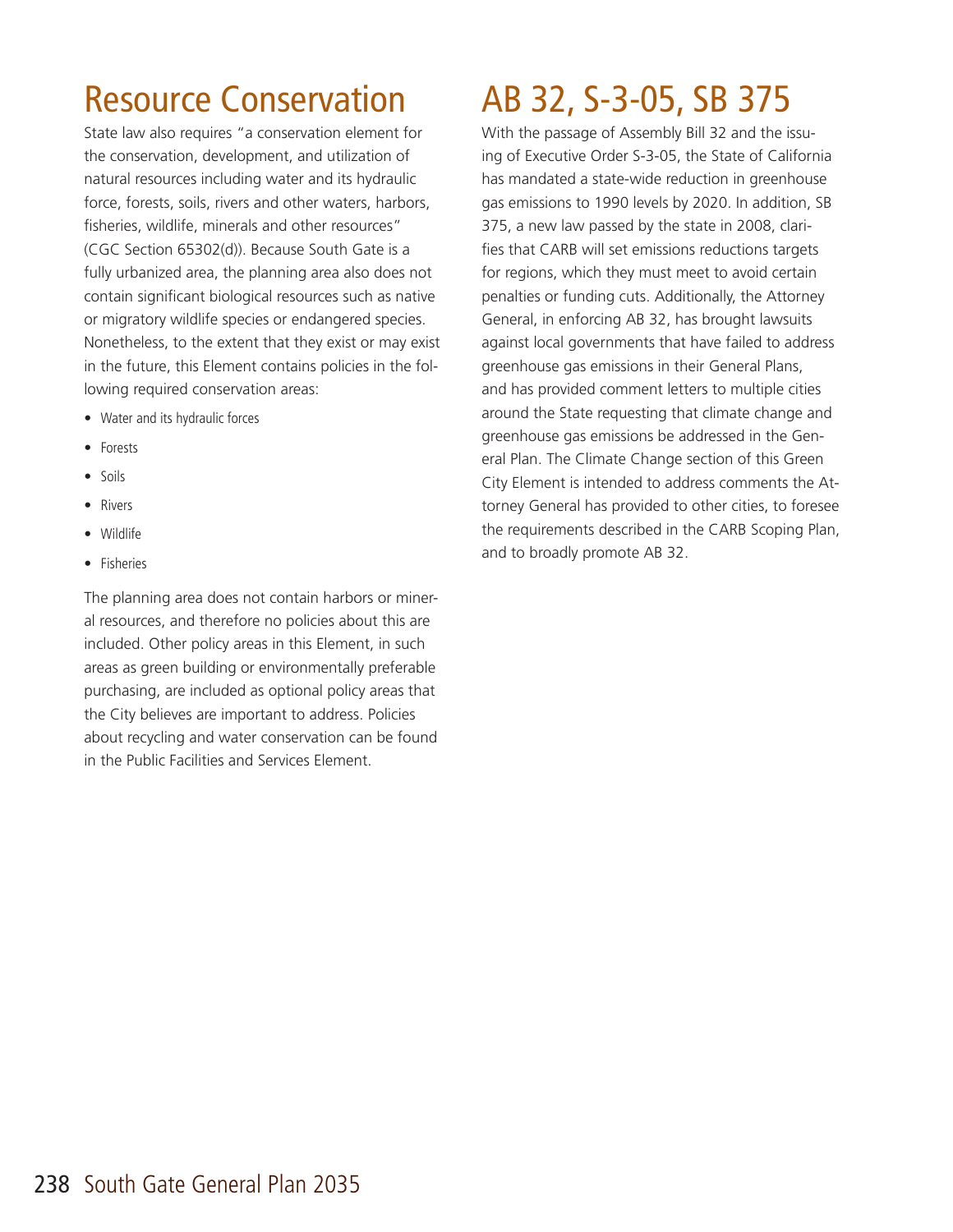# Resource Conservation

State law also requires "a conservation element for the conservation, development, and utilization of natural resources including water and its hydraulic force, forests, soils, rivers and other waters, harbors, fisheries, wildlife, minerals and other resources" (CGC Section 65302(d)). Because South Gate is a fully urbanized area, the planning area also does not contain significant biological resources such as native or migratory wildlife species or endangered species. Nonetheless, to the extent that they exist or may exist in the future, this Element contains policies in the following required conservation areas:

- Water and its hydraulic forces
- Forests
- Soils
- Rivers
- Wildlife
- Fisheries

The planning area does not contain harbors or mineral resources, and therefore no policies about this are included. Other policy areas in this Element, in such areas as green building or environmentally preferable purchasing, are included as optional policy areas that the City believes are important to address. Policies about recycling and water conservation can be found in the Public Facilities and Services Element.

# AB 32, S-3-05, SB 375

With the passage of Assembly Bill 32 and the issuing of Executive Order S-3-05, the State of California has mandated a state-wide reduction in greenhouse gas emissions to 1990 levels by 2020. In addition, SB 375, a new law passed by the state in 2008, clarifies that CARB will set emissions reductions targets for regions, which they must meet to avoid certain penalties or funding cuts. Additionally, the Attorney General, in enforcing AB 32, has brought lawsuits against local governments that have failed to address greenhouse gas emissions in their General Plans, and has provided comment letters to multiple cities around the State requesting that climate change and greenhouse gas emissions be addressed in the General Plan. The Climate Change section of this Green City Element is intended to address comments the Attorney General has provided to other cities, to foresee the requirements described in the CARB Scoping Plan, and to broadly promote AB 32.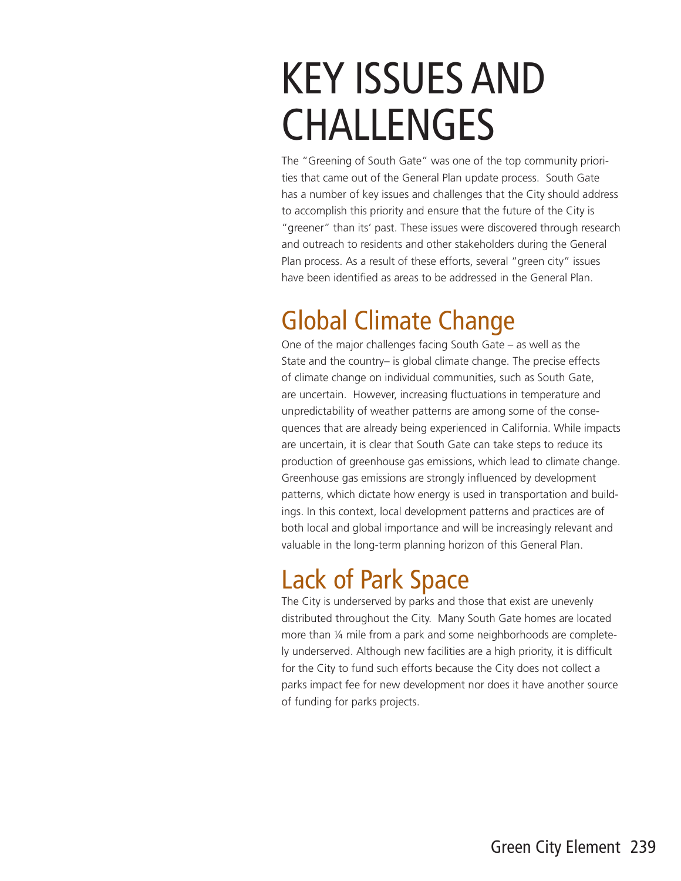# KEY ISSUES AND CHALLENGES

The "Greening of South Gate" was one of the top community priorities that came out of the General Plan update process. South Gate has a number of key issues and challenges that the City should address to accomplish this priority and ensure that the future of the City is "greener" than its' past. These issues were discovered through research and outreach to residents and other stakeholders during the General Plan process. As a result of these efforts, several "green city" issues have been identified as areas to be addressed in the General Plan.

## Global Climate Change

One of the major challenges facing South Gate – as well as the State and the country– is global climate change. The precise effects of climate change on individual communities, such as South Gate, are uncertain. However, increasing fluctuations in temperature and unpredictability of weather patterns are among some of the consequences that are already being experienced in California. While impacts are uncertain, it is clear that South Gate can take steps to reduce its production of greenhouse gas emissions, which lead to climate change. Greenhouse gas emissions are strongly influenced by development patterns, which dictate how energy is used in transportation and buildings. In this context, local development patterns and practices are of both local and global importance and will be increasingly relevant and valuable in the long-term planning horizon of this General Plan.

## Lack of Park Space

The City is underserved by parks and those that exist are unevenly distributed throughout the City. Many South Gate homes are located more than ¼ mile from a park and some neighborhoods are completely underserved. Although new facilities are a high priority, it is difficult for the City to fund such efforts because the City does not collect a parks impact fee for new development nor does it have another source of funding for parks projects.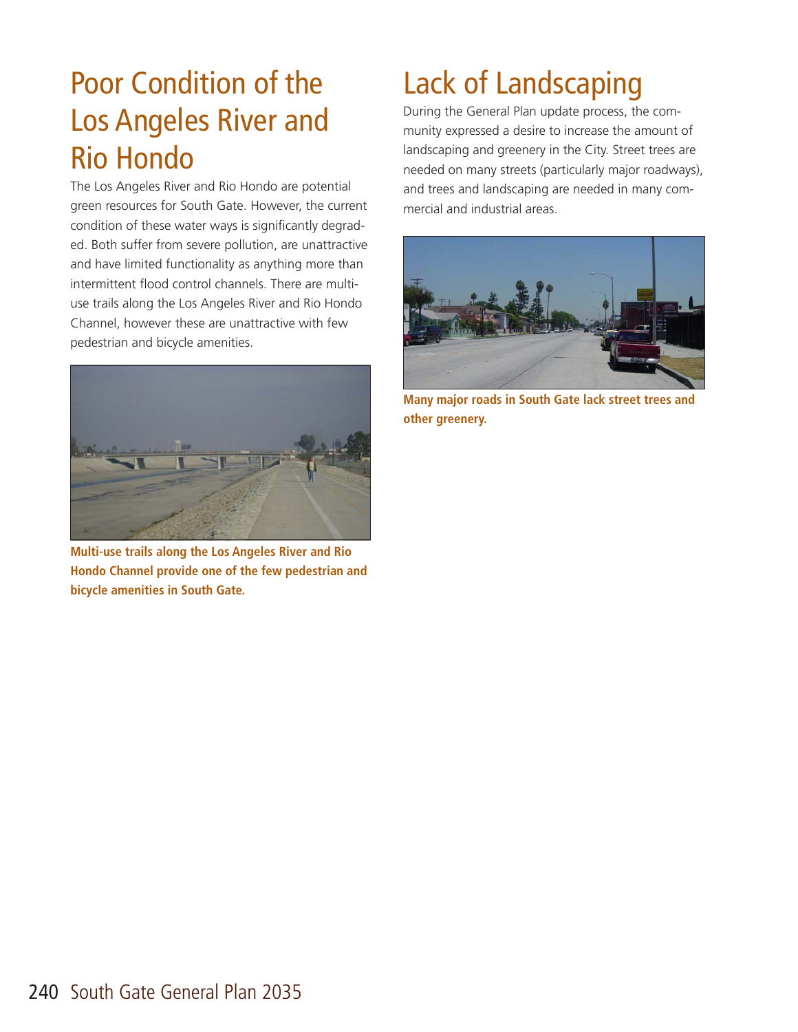## Poor Condition of the Los Angeles River and Rio Hondo

The Los Angeles River and Rio Hondo are potential green resources for South Gate. However, the current condition of these water ways is significantly degraded. Both suffer from severe pollution, are unattractive and have limited functionality as anything more than intermittent flood control channels. There are multi-use trails along the Los Angeles River and Rio Hondo Channel, however these are unattractive with few pedestrian and bicycle amenities.

**Multi-use trails along the Los Angeles River and Rio Hondo Channel provide one of the few pedestrian and bicycle amenities in South Gate.**

## Lack of Landscaping

During the General Plan update process, the community expressed a desire to increase the amount of landscaping and greenery in the City. Street trees are needed on many streets (particularly major roadways), and trees and landscaping are needed in many commercial and industrial areas.

**Many major roads in South Gate lack street trees and other greenery.**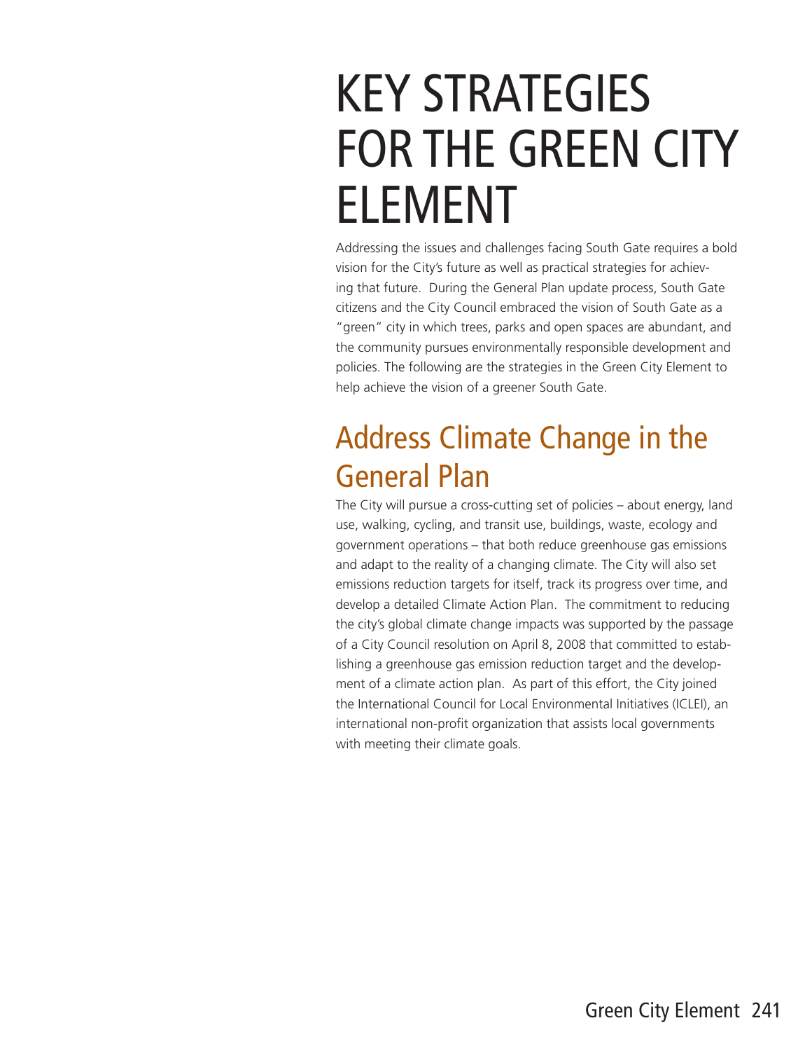# KEY STRATEGIES FOR THE GREEN CITY ELEMENT

Addressing the issues and challenges facing South Gate requires a bold vision for the City's future as well as practical strategies for achieving that future. During the General Plan update process, South Gate citizens and the City Council embraced the vision of South Gate as a "green" city in which trees, parks and open spaces are abundant, and the community pursues environmentally responsible development and policies. The following are the strategies in the Green City Element to help achieve the vision of a greener South Gate.

## Address Climate Change in the General Plan

The City will pursue a cross-cutting set of policies – about energy, land use, walking, cycling, and transit use, buildings, waste, ecology and government operations – that both reduce greenhouse gas emissions and adapt to the reality of a changing climate. The City will also set emissions reduction targets for itself, track its progress over time, and develop a detailed Climate Action Plan. The commitment to reducing the city's global climate change impacts was supported by the passage of a City Council resolution on April 8, 2008 that committed to establishing a greenhouse gas emission reduction target and the development of a climate action plan. As part of this effort, the City joined the International Council for Local Environmental Initiatives (ICLEI), an international non-profit organization that assists local governments with meeting their climate goals.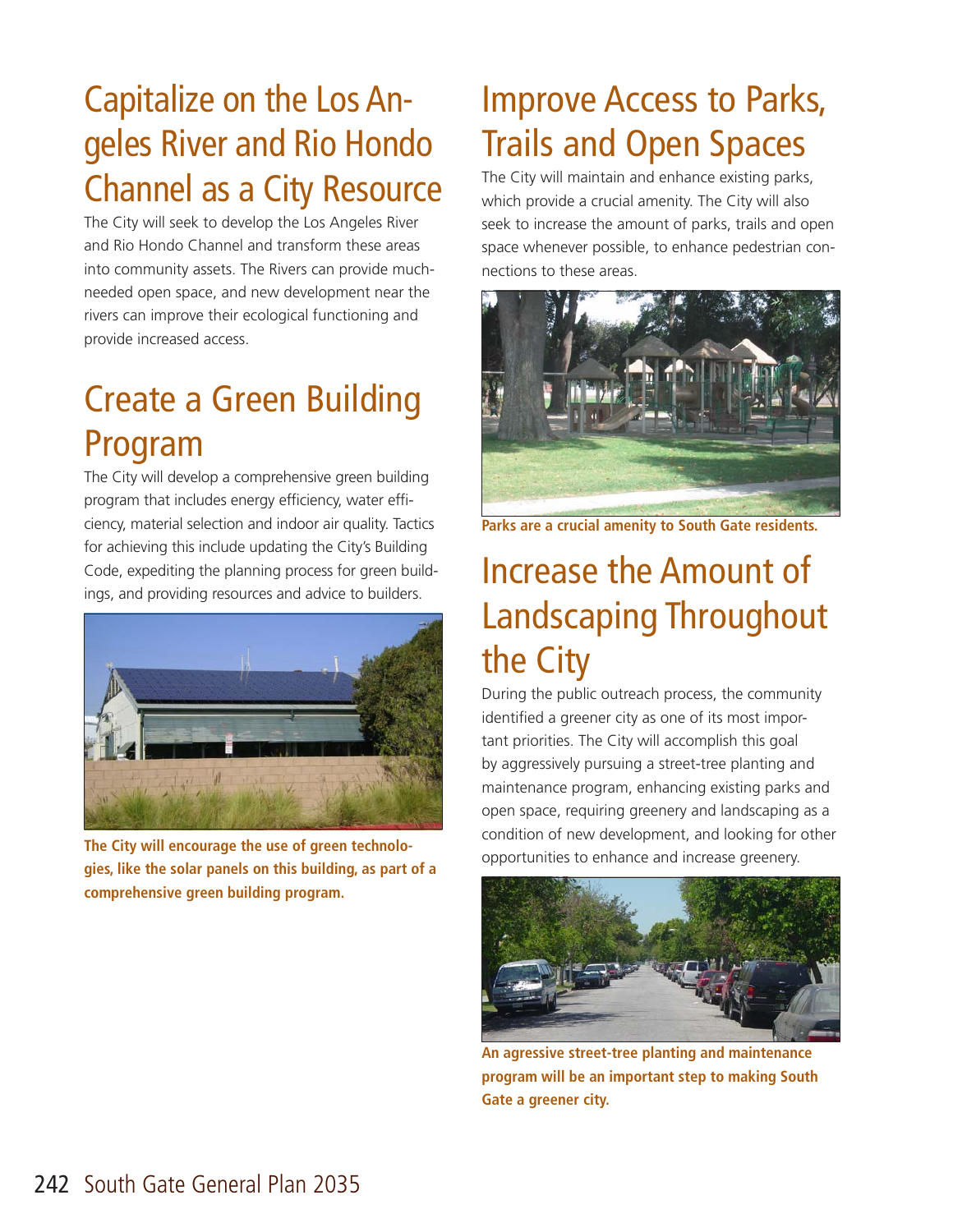## Capitalize on the Los Angeles River and Rio Hondo Channel as a City Resource

The City will seek to develop the Los Angeles River and Rio Hondo Channel and transform these areas into community assets. The Rivers can provide much-needed open space, and new development near the rivers can improve their ecological functioning and provide increased access.

## Create a Green Building Program

The City will develop a comprehensive green building program that includes energy efficiency, water efficiency, material selection and indoor air quality. Tactics for achieving this include updating the City's Building Code, expediting the planning process for green buildings, and providing resources and advice to builders.

**The City will encourage the use of green technologies, like the solar panels on this building, as part of a comprehensive green building program.**

## Improve Access to Parks, Trails and Open Spaces

The City will maintain and enhance existing parks, which provide a crucial amenity. The City will also seek to increase the amount of parks, trails and open space whenever possible, to enhance pedestrian connections to these areas.

**Parks are a crucial amenity to South Gate residents.**

## Increase the Amount of Landscaping Throughout the City

During the public outreach process, the community identified a greener city as one of its most important priorities. The City will accomplish this goal by aggressively pursuing a street-tree planting and maintenance program, enhancing existing parks and open space, requiring greenery and landscaping as a condition of new development, and looking for other opportunities to enhance and increase greenery.

**An agressive street-tree planting and maintenance program will be an important step to making South Gate a greener city.**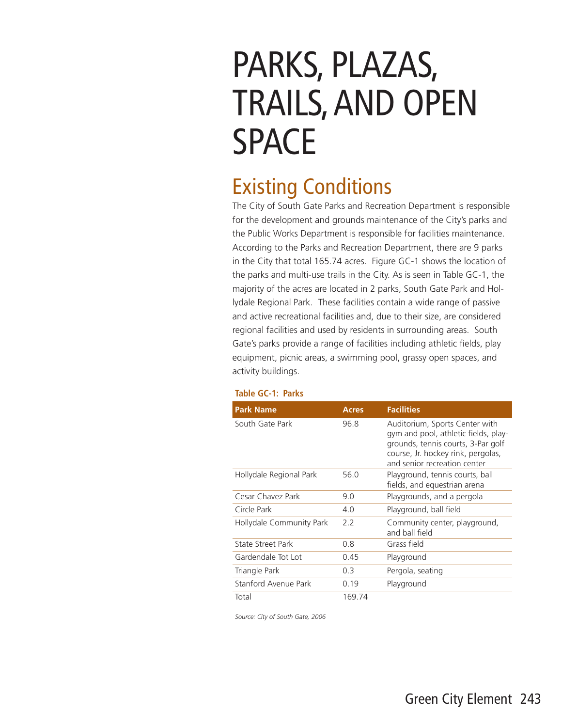# PARKS, PLAZAS, TRAILS, AND OPEN SPACE

## Existing Conditions

The City of South Gate Parks and Recreation Department is responsible for the development and grounds maintenance of the City's parks and the Public Works Department is responsible for facilities maintenance. According to the Parks and Recreation Department, there are 9 parks in the City that total 165.74 acres. Figure GC-1 shows the location of the parks and multi-use trails in the City. As is seen in Table GC-1, the majority of the acres are located in 2 parks, South Gate Park and Hollydale Regional Park. These facilities contain a wide range of passive and active recreational facilities and, due to their size, are considered regional facilities and used by residents in surrounding areas. South Gate's parks provide a range of facilities including athletic fields, play equipment, picnic areas, a swimming pool, grassy open spaces, and activity buildings.

**Table GC-1: Parks**

| Park Name | Acres | Facilities |
|---|---|---|
| South Gate Park | 96.8 | Auditorium, Sports Center with gym and pool, athletic fields, playgrounds, tennis courts, 3-Par golf course, Jr. hockey rink, pergolas, and senior recreation center |
| Hollydale Regional Park | 56.0 | Playground, tennis courts, ball fields, and equestrian arena |
| Cesar Chavez Park | 9.0 | Playgrounds, and a pergola |
| Circle Park | 4.0 | Playground, ball field |
| Hollydale Community Park | 2.2 | Community center, playground, and ball field |
| State Street Park | 0.8 | Grass field |
| Gardendale Tot Lot | 0.45 | Playground |
| Triangle Park | 0.3 | Pergola, seating |
| Stanford Avenue Park | 0.19 | Playground |
| Total | 169.74 | |

*Source: City of South Gate, 2006*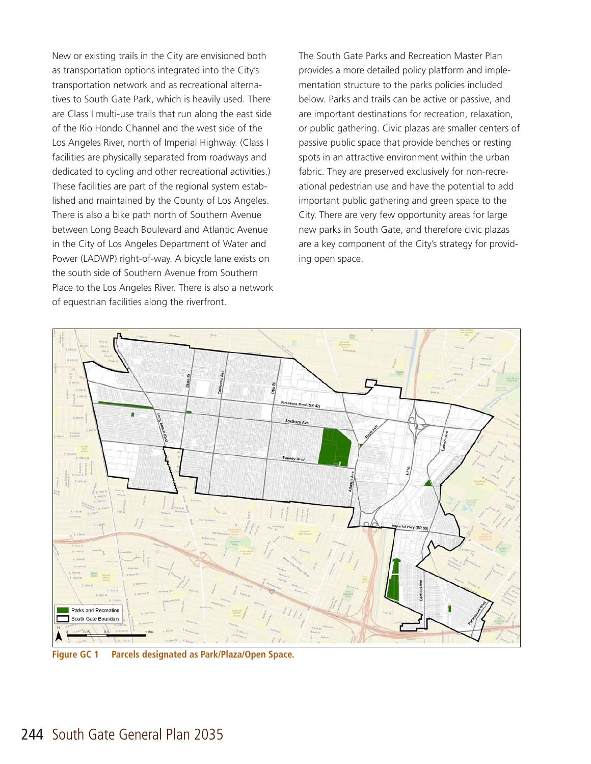New or existing trails in the City are envisioned both as transportation options integrated into the City's transportation network and as recreational alternatives to South Gate Park, which is heavily used. There are Class I multi-use trails that run along the east side of the Rio Hondo Channel and the west side of the Los Angeles River, north of Imperial Highway. (Class I facilities are physically separated from roadways and dedicated to cycling and other recreational activities.) These facilities are part of the regional system established and maintained by the County of Los Angeles. There is also a bike path north of Southern Avenue between Long Beach Boulevard and Atlantic Avenue in the City of Los Angeles Department of Water and Power (LADWP) right-of-way. A bicycle lane exists on the south side of Southern Avenue from Southern Place to the Los Angeles River. There is also a network of equestrian facilities along the riverfront.

The South Gate Parks and Recreation Master Plan provides a more detailed policy platform and implementation structure to the parks policies included below. Parks and trails can be active or passive, and are important destinations for recreation, relaxation, or public gathering. Civic plazas are smaller centers of passive public space that provide benches or resting spots in an attractive environment within the urban fabric. They are preserved exclusively for non-recreational pedestrian use and have the potential to add important public gathering and green space to the City. There are very few opportunity areas for large new parks in South Gate, and therefore civic plazas are a key component of the City's strategy for providing open space.

**Figure GC 1 Parcels designated as Park/Plaza/Open Space.**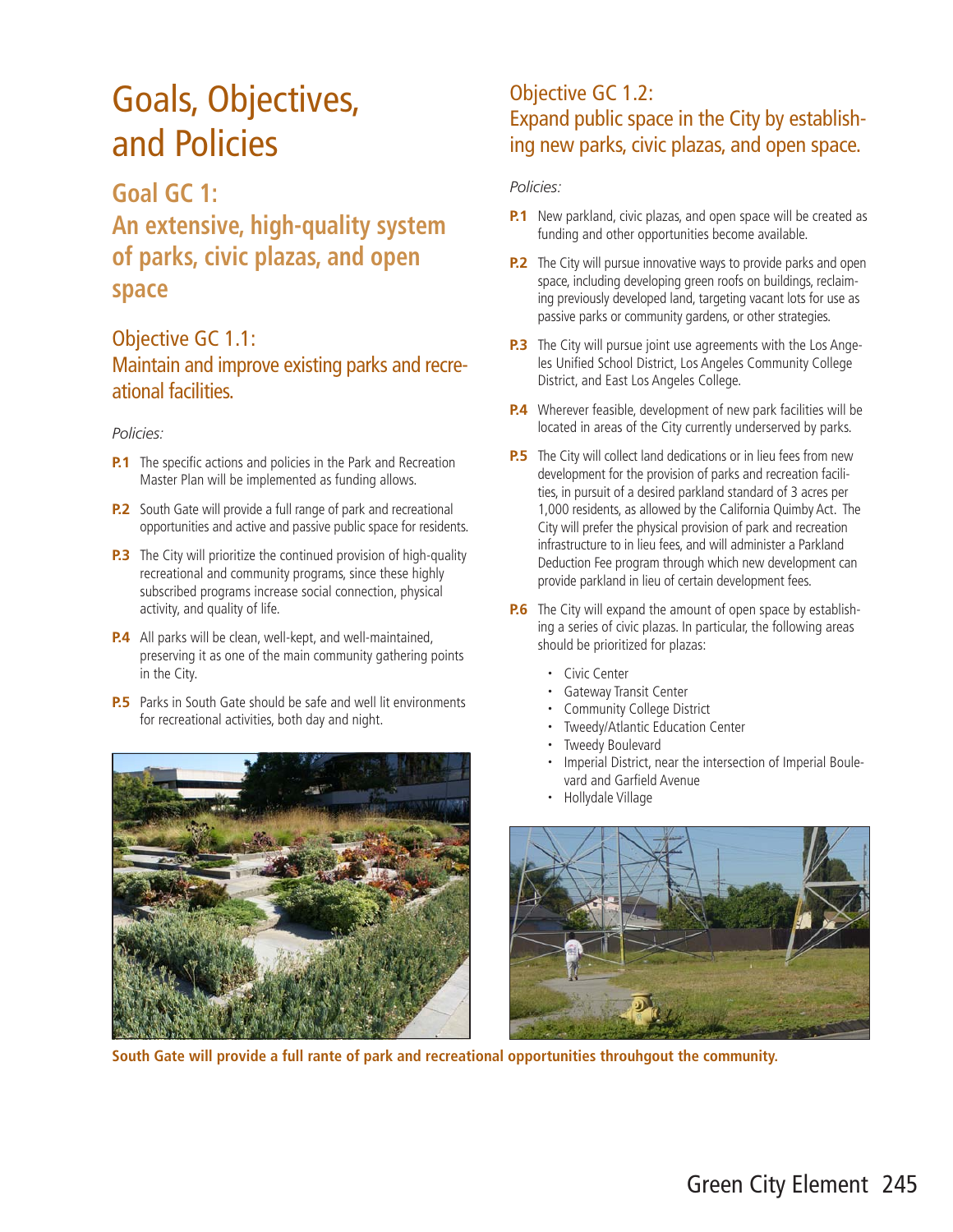# Goals, Objectives, and Policies

## Goal GC 1: An extensive, high-quality system of parks, civic plazas, and open space

### Objective GC 1.1: Maintain and improve existing parks and recreational facilities.

*Policies:*

**P.1** The specific actions and policies in the Park and Recreation Master Plan will be implemented as funding allows.

**P.2** South Gate will provide a full range of park and recreational opportunities and active and passive public space for residents.

**P.3** The City will prioritize the continued provision of high-quality recreational and community programs, since these highly subscribed programs increase social connection, physical activity, and quality of life.

**P.4** All parks will be clean, well-kept, and well-maintained, preserving it as one of the main community gathering points in the City.

**P.5** Parks in South Gate should be safe and well lit environments for recreational activities, both day and night.

### Objective GC 1.2: Expand public space in the City by establishing new parks, civic plazas, and open space.

*Policies:*

**P.1** New parkland, civic plazas, and open space will be created as funding and other opportunities become available.

**P.2** The City will pursue innovative ways to provide parks and open space, including developing green roofs on buildings, reclaiming previously developed land, targeting vacant lots for use as passive parks or community gardens, or other strategies.

**P.3** The City will pursue joint use agreements with the Los Angeles Unified School District, Los Angeles Community College District, and East Los Angeles College.

**P.4** Wherever feasible, development of new park facilities will be located in areas of the City currently underserved by parks.

**P.5** The City will collect land dedications or in lieu fees from new development for the provision of parks and recreation facilities, in pursuit of a desired parkland standard of 3 acres per 1,000 residents, as allowed by the California Quimby Act. The City will prefer the physical provision of park and recreation infrastructure to in lieu fees, and will administer a Parkland Deduction Fee program through which new development can provide parkland in lieu of certain development fees.

**P.6** The City will expand the amount of open space by establishing a series of civic plazas. In particular, the following areas should be prioritized for plazas:

- Civic Center
- Gateway Transit Center
- Community College District
- Tweedy/Atlantic Education Center
- Tweedy Boulevard
- Imperial District, near the intersection of Imperial Boulevard and Garfield Avenue
- Hollydale Village

**South Gate will provide a full rante of park and recreational opportunities throuhgout the community.**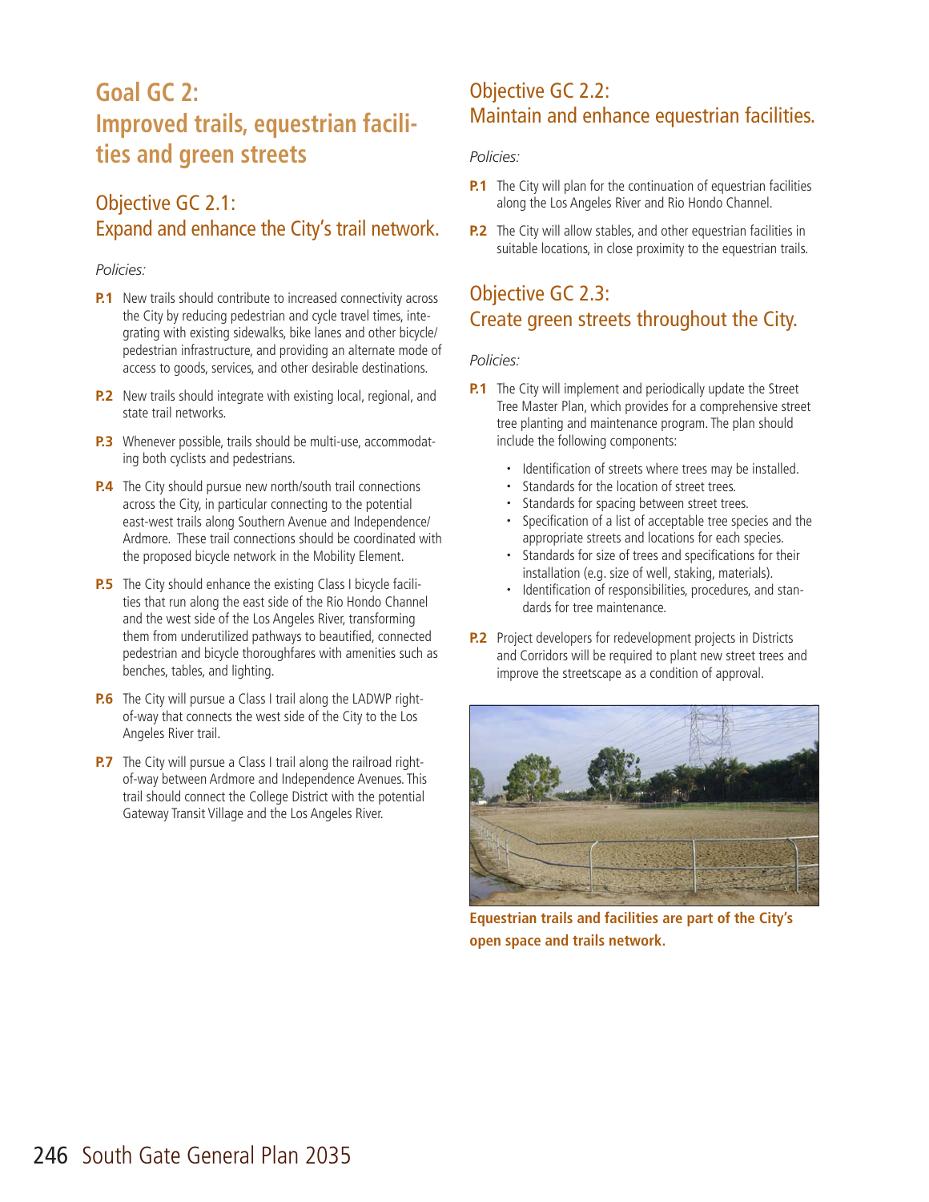# Goal GC 2: Improved trails, equestrian facilities and green streets

## Objective GC 2.1: Expand and enhance the City's trail network.

*Policies:*

**P.1** New trails should contribute to increased connectivity across the City by reducing pedestrian and cycle travel times, integrating with existing sidewalks, bike lanes and other bicycle/pedestrian infrastructure, and providing an alternate mode of access to goods, services, and other desirable destinations.

**P.2** New trails should integrate with existing local, regional, and state trail networks.

**P.3** Whenever possible, trails should be multi-use, accommodating both cyclists and pedestrians.

**P.4** The City should pursue new north/south trail connections across the City, in particular connecting to the potential east-west trails along Southern Avenue and Independence/Ardmore. These trail connections should be coordinated with the proposed bicycle network in the Mobility Element.

**P.5** The City should enhance the existing Class I bicycle facilities that run along the east side of the Rio Hondo Channel and the west side of the Los Angeles River, transforming them from underutilized pathways to beautified, connected pedestrian and bicycle thoroughfares with amenities such as benches, tables, and lighting.

**P.6** The City will pursue a Class I trail along the LADWP right-of-way that connects the west side of the City to the Los Angeles River trail.

**P.7** The City will pursue a Class I trail along the railroad right-of-way between Ardmore and Independence Avenues. This trail should connect the College District with the potential Gateway Transit Village and the Los Angeles River.

## Objective GC 2.2: Maintain and enhance equestrian facilities.

*Policies:*

**P.1** The City will plan for the continuation of equestrian facilities along the Los Angeles River and Rio Hondo Channel.

**P.2** The City will allow stables, and other equestrian facilities in suitable locations, in close proximity to the equestrian trails.

## Objective GC 2.3: Create green streets throughout the City.

*Policies:*

**P.1** The City will implement and periodically update the Street Tree Master Plan, which provides for a comprehensive street tree planting and maintenance program. The plan should include the following components:

- Identification of streets where trees may be installed.
- Standards for the location of street trees.
- Standards for spacing between street trees.
- Specification of a list of acceptable tree species and the appropriate streets and locations for each species.
- Standards for size of trees and specifications for their installation (e.g. size of well, staking, materials).
- Identification of responsibilities, procedures, and standards for tree maintenance.

**P.2** Project developers for redevelopment projects in Districts and Corridors will be required to plant new street trees and improve the streetscape as a condition of approval.

**Equestrian trails and facilities are part of the City's open space and trails network.**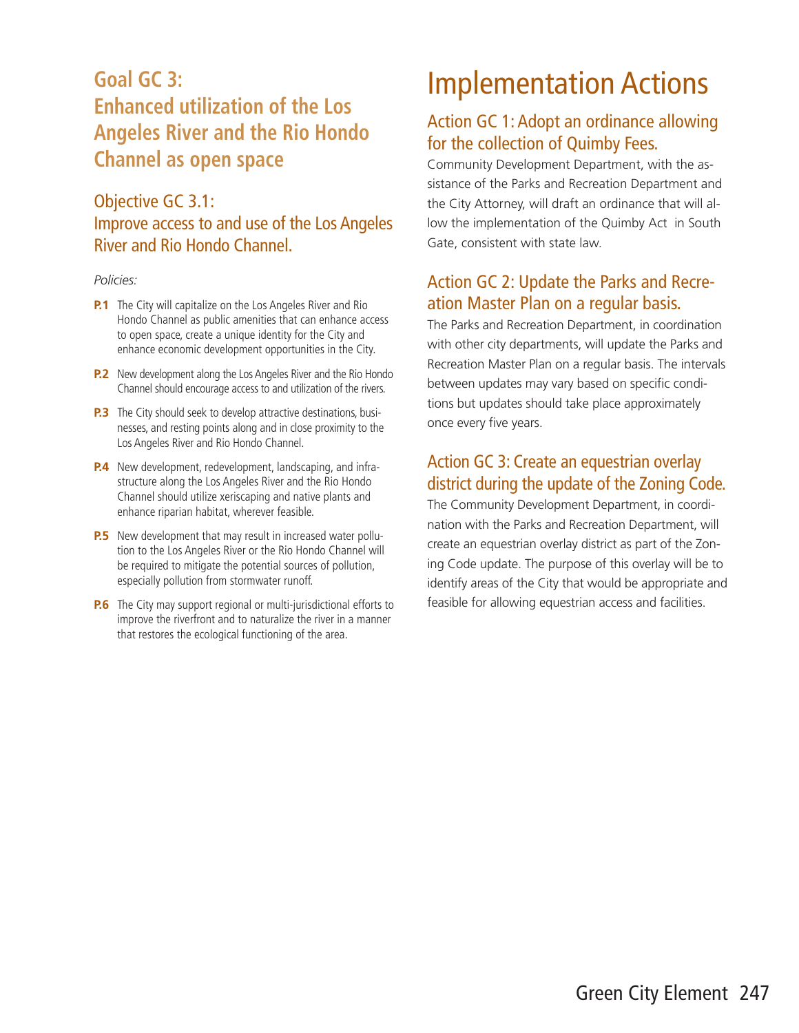## Goal GC 3: Enhanced utilization of the Los Angeles River and the Rio Hondo Channel as open space

### Objective GC 3.1: Improve access to and use of the Los Angeles River and Rio Hondo Channel.

*Policies:*

**P.1** The City will capitalize on the Los Angeles River and Rio Hondo Channel as public amenities that can enhance access to open space, create a unique identity for the City and enhance economic development opportunities in the City.

**P.2** New development along the Los Angeles River and the Rio Hondo Channel should encourage access to and utilization of the rivers.

**P.3** The City should seek to develop attractive destinations, businesses, and resting points along and in close proximity to the Los Angeles River and Rio Hondo Channel.

**P.4** New development, redevelopment, landscaping, and infrastructure along the Los Angeles River and the Rio Hondo Channel should utilize xeriscaping and native plants and enhance riparian habitat, wherever feasible.

**P.5** New development that may result in increased water pollution to the Los Angeles River or the Rio Hondo Channel will be required to mitigate the potential sources of pollution, especially pollution from stormwater runoff.

**P.6** The City may support regional or multi-jurisdictional efforts to improve the riverfront and to naturalize the river in a manner that restores the ecological functioning of the area.

# Implementation Actions

### Action GC 1: Adopt an ordinance allowing for the collection of Quimby Fees.

Community Development Department, with the assistance of the Parks and Recreation Department and the City Attorney, will draft an ordinance that will allow the implementation of the Quimby Act in South Gate, consistent with state law.

### Action GC 2: Update the Parks and Recreation Master Plan on a regular basis.

The Parks and Recreation Department, in coordination with other city departments, will update the Parks and Recreation Master Plan on a regular basis. The intervals between updates may vary based on specific conditions but updates should take place approximately once every five years.

### Action GC 3: Create an equestrian overlay district during the update of the Zoning Code.

The Community Development Department, in coordination with the Parks and Recreation Department, will create an equestrian overlay district as part of the Zoning Code update. The purpose of this overlay will be to identify areas of the City that would be appropriate and feasible for allowing equestrian access and facilities.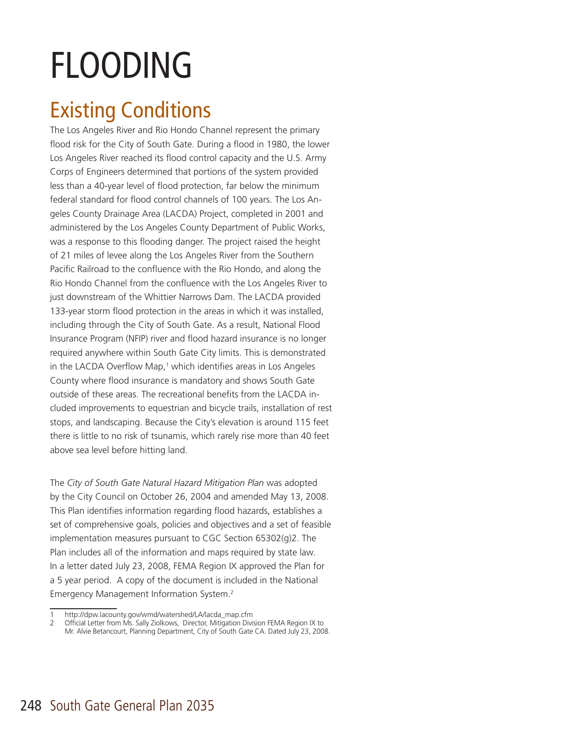# FLOODING

## Existing Conditions

The Los Angeles River and Rio Hondo Channel represent the primary flood risk for the City of South Gate. During a flood in 1980, the lower Los Angeles River reached its flood control capacity and the U.S. Army Corps of Engineers determined that portions of the system provided less than a 40-year level of flood protection, far below the minimum federal standard for flood control channels of 100 years. The Los Angeles County Drainage Area (LACDA) Project, completed in 2001 and administered by the Los Angeles County Department of Public Works, was a response to this flooding danger. The project raised the height of 21 miles of levee along the Los Angeles River from the Southern Pacific Railroad to the confluence with the Rio Hondo, and along the Rio Hondo Channel from the confluence with the Los Angeles River to just downstream of the Whittier Narrows Dam. The LACDA provided 133-year storm flood protection in the areas in which it was installed, including through the City of South Gate. As a result, National Flood Insurance Program (NFIP) river and flood hazard insurance is no longer required anywhere within South Gate City limits. This is demonstrated in the LACDA Overflow Map,[1] which identifies areas in Los Angeles County where flood insurance is mandatory and shows South Gate outside of these areas. The recreational benefits from the LACDA included improvements to equestrian and bicycle trails, installation of rest stops, and landscaping. Because the City's elevation is around 115 feet there is little to no risk of tsunamis, which rarely rise more than 40 feet above sea level before hitting land.

The *City of South Gate Natural Hazard Mitigation Plan* was adopted by the City Council on October 26, 2004 and amended May 13, 2008. This Plan identifies information regarding flood hazards, establishes a set of comprehensive goals, policies and objectives and a set of feasible implementation measures pursuant to CGC Section 65302(g)2. The Plan includes all of the information and maps required by state law. In a letter dated July 23, 2008, FEMA Region IX approved the Plan for a 5 year period. A copy of the document is included in the National Emergency Management Information System.[2]

---

1 http://dpw.lacounty.gov/wmd/watershed/LA/lacda_map.cfm

2 Official Letter from Ms. Sally Ziolkows, Director, Mitigation Division FEMA Region IX to Mr. Alvie Betancourt, Planning Department, City of South Gate CA. Dated July 23, 2008.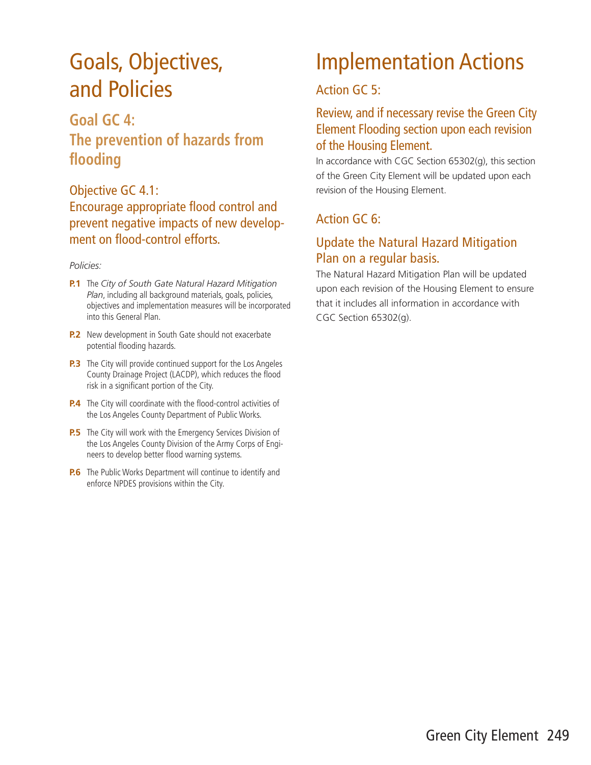# Goals, Objectives, and Policies

## Goal GC 4: The prevention of hazards from flooding

### Objective GC 4.1: Encourage appropriate flood control and prevent negative impacts of new development on flood-control efforts.

*Policies:*

- **P.1** The *City of South Gate Natural Hazard Mitigation Plan*, including all background materials, goals, policies, objectives and implementation measures will be incorporated into this General Plan.
- **P.2** New development in South Gate should not exacerbate potential flooding hazards.
- **P.3** The City will provide continued support for the Los Angeles County Drainage Project (LACDP), which reduces the flood risk in a significant portion of the City.
- **P.4** The City will coordinate with the flood-control activities of the Los Angeles County Department of Public Works.
- **P.5** The City will work with the Emergency Services Division of the Los Angeles County Division of the Army Corps of Engineers to develop better flood warning systems.
- **P.6** The Public Works Department will continue to identify and enforce NPDES provisions within the City.

# Implementation Actions

## Action GC 5:

### Review, and if necessary revise the Green City Element Flooding section upon each revision of the Housing Element.

In accordance with CGC Section 65302(g), this section of the Green City Element will be updated upon each revision of the Housing Element.

## Action GC 6:

### Update the Natural Hazard Mitigation Plan on a regular basis.

The Natural Hazard Mitigation Plan will be updated upon each revision of the Housing Element to ensure that it includes all information in accordance with CGC Section 65302(g).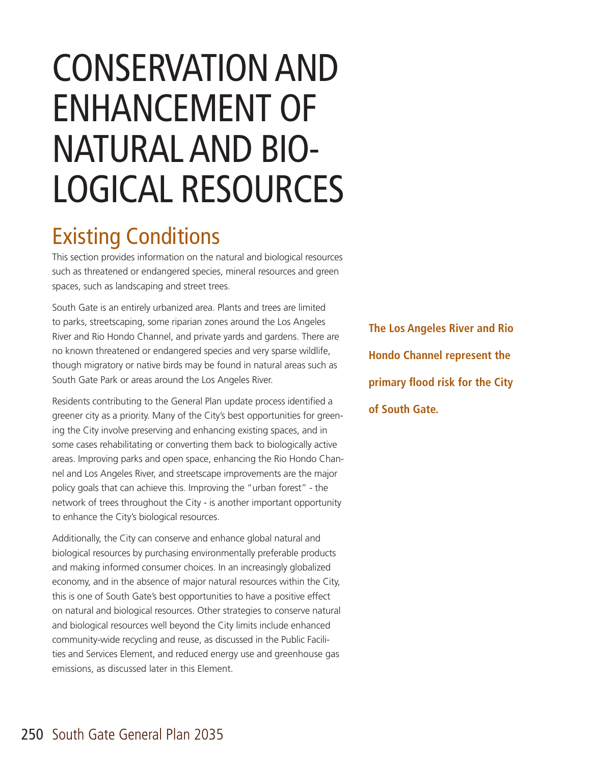# CONSERVATION AND ENHANCEMENT OF NATURAL AND BIOLOGICAL RESOURCES

## Existing Conditions

This section provides information on the natural and biological resources such as threatened or endangered species, mineral resources and green spaces, such as landscaping and street trees.

South Gate is an entirely urbanized area. Plants and trees are limited to parks, streetscaping, some riparian zones around the Los Angeles River and Rio Hondo Channel, and private yards and gardens. There are no known threatened or endangered species and very sparse wildlife, though migratory or native birds may be found in natural areas such as South Gate Park or areas around the Los Angeles River.

**The Los Angeles River and Rio Hondo Channel represent the primary flood risk for the City of South Gate.**

Residents contributing to the General Plan update process identified a greener city as a priority. Many of the City's best opportunities for greening the City involve preserving and enhancing existing spaces, and in some cases rehabilitating or converting them back to biologically active areas. Improving parks and open space, enhancing the Rio Hondo Channel and Los Angeles River, and streetscape improvements are the major policy goals that can achieve this. Improving the "urban forest" - the network of trees throughout the City - is another important opportunity to enhance the City's biological resources.

Additionally, the City can conserve and enhance global natural and biological resources by purchasing environmentally preferable products and making informed consumer choices. In an increasingly globalized economy, and in the absence of major natural resources within the City, this is one of South Gate's best opportunities to have a positive effect on natural and biological resources. Other strategies to conserve natural and biological resources well beyond the City limits include enhanced community-wide recycling and reuse, as discussed in the Public Facilities and Services Element, and reduced energy use and greenhouse gas emissions, as discussed later in this Element.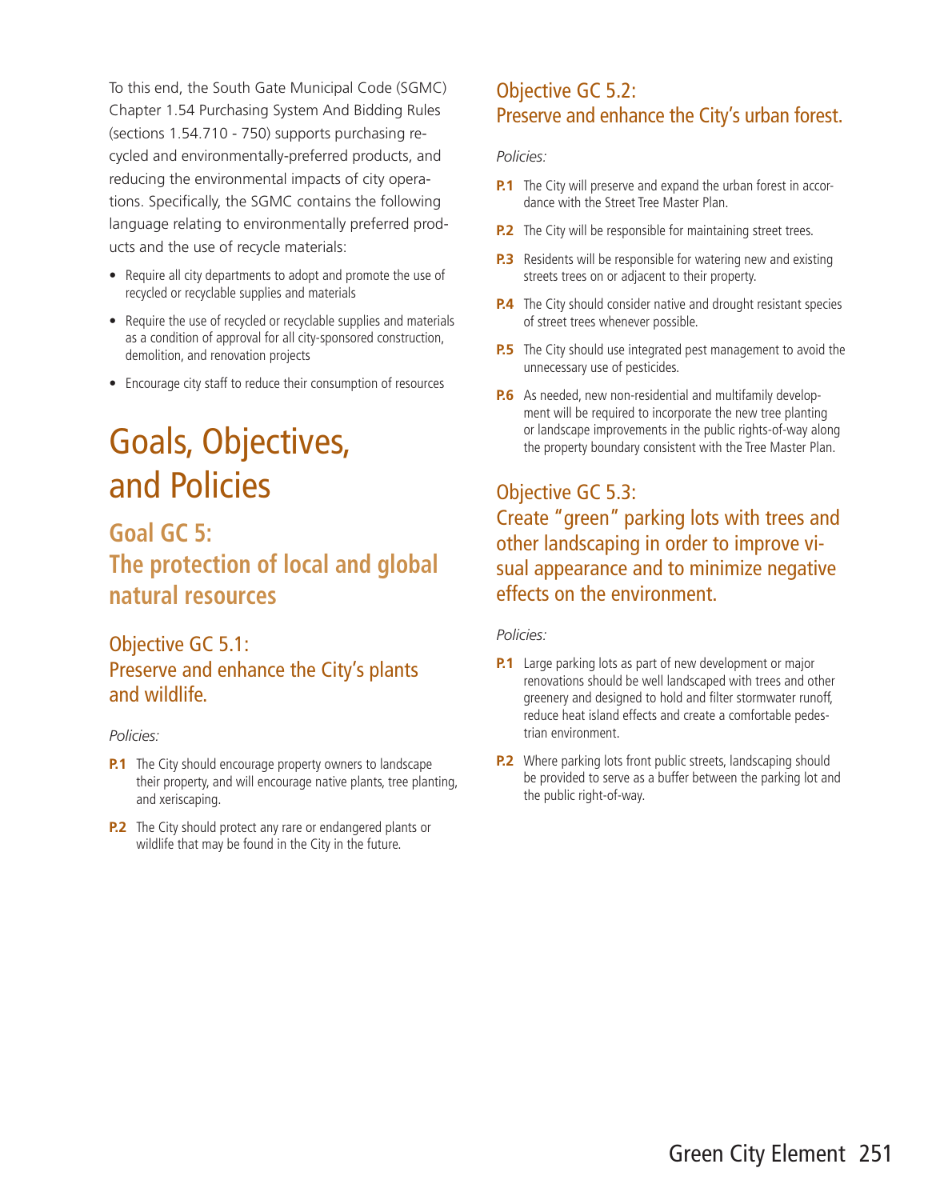To this end, the South Gate Municipal Code (SGMC) Chapter 1.54 Purchasing System And Bidding Rules (sections 1.54.710 - 750) supports purchasing recycled and environmentally-preferred products, and reducing the environmental impacts of city operations. Specifically, the SGMC contains the following language relating to environmentally preferred products and the use of recycle materials:

- Require all city departments to adopt and promote the use of recycled or recyclable supplies and materials
- Require the use of recycled or recyclable supplies and materials as a condition of approval for all city-sponsored construction, demolition, and renovation projects
- Encourage city staff to reduce their consumption of resources

# Goals, Objectives, and Policies

## Goal GC 5: The protection of local and global natural resources

### Objective GC 5.1: Preserve and enhance the City's plants and wildlife.

*Policies:*

**P.1** The City should encourage property owners to landscape their property, and will encourage native plants, tree planting, and xeriscaping.

**P.2** The City should protect any rare or endangered plants or wildlife that may be found in the City in the future.

### Objective GC 5.2: Preserve and enhance the City's urban forest.

*Policies:*

**P.1** The City will preserve and expand the urban forest in accordance with the Street Tree Master Plan.

**P.2** The City will be responsible for maintaining street trees.

**P.3** Residents will be responsible for watering new and existing streets trees on or adjacent to their property.

**P.4** The City should consider native and drought resistant species of street trees whenever possible.

**P.5** The City should use integrated pest management to avoid the unnecessary use of pesticides.

**P.6** As needed, new non-residential and multifamily development will be required to incorporate the new tree planting or landscape improvements in the public rights-of-way along the property boundary consistent with the Tree Master Plan.

### Objective GC 5.3: Create "green" parking lots with trees and other landscaping in order to improve visual appearance and to minimize negative effects on the environment.

*Policies:*

**P.1** Large parking lots as part of new development or major renovations should be well landscaped with trees and other greenery and designed to hold and filter stormwater runoff, reduce heat island effects and create a comfortable pedestrian environment.

**P.2** Where parking lots front public streets, landscaping should be provided to serve as a buffer between the parking lot and the public right-of-way.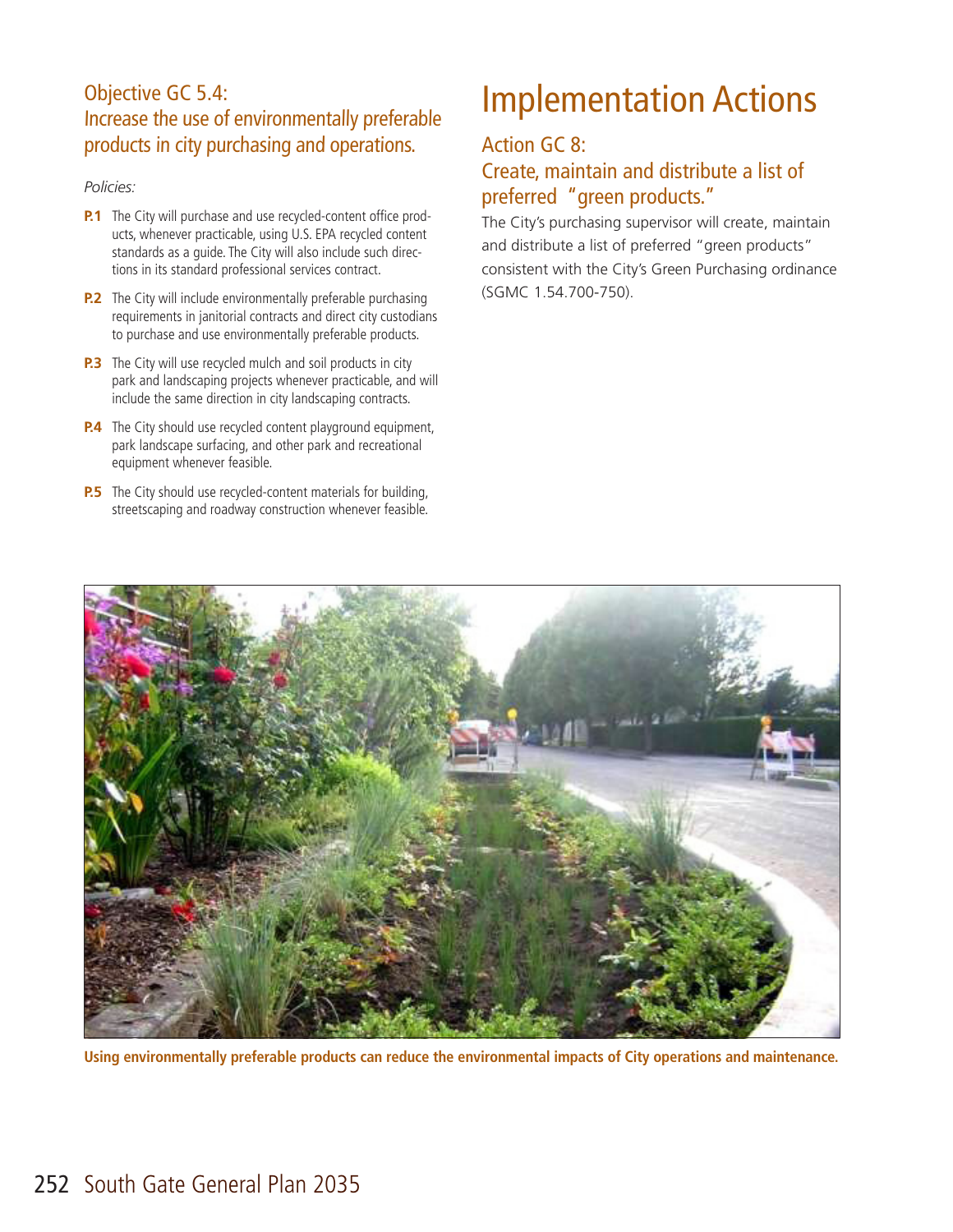## Objective GC 5.4: Increase the use of environmentally preferable products in city purchasing and operations.

*Policies:*

**P.1** The City will purchase and use recycled-content office products, whenever practicable, using U.S. EPA recycled content standards as a guide. The City will also include such directions in its standard professional services contract.

**P.2** The City will include environmentally preferable purchasing requirements in janitorial contracts and direct city custodians to purchase and use environmentally preferable products.

**P.3** The City will use recycled mulch and soil products in city park and landscaping projects whenever practicable, and will include the same direction in city landscaping contracts.

**P.4** The City should use recycled content playground equipment, park landscape surfacing, and other park and recreational equipment whenever feasible.

**P.5** The City should use recycled-content materials for building, streetscaping and roadway construction whenever feasible.

# Implementation Actions

## Action GC 8: Create, maintain and distribute a list of preferred "green products."

The City's purchasing supervisor will create, maintain and distribute a list of preferred "green products" consistent with the City's Green Purchasing ordinance (SGMC 1.54.700-750).

**Using environmentally preferable products can reduce the environmental impacts of City operations and maintenance.**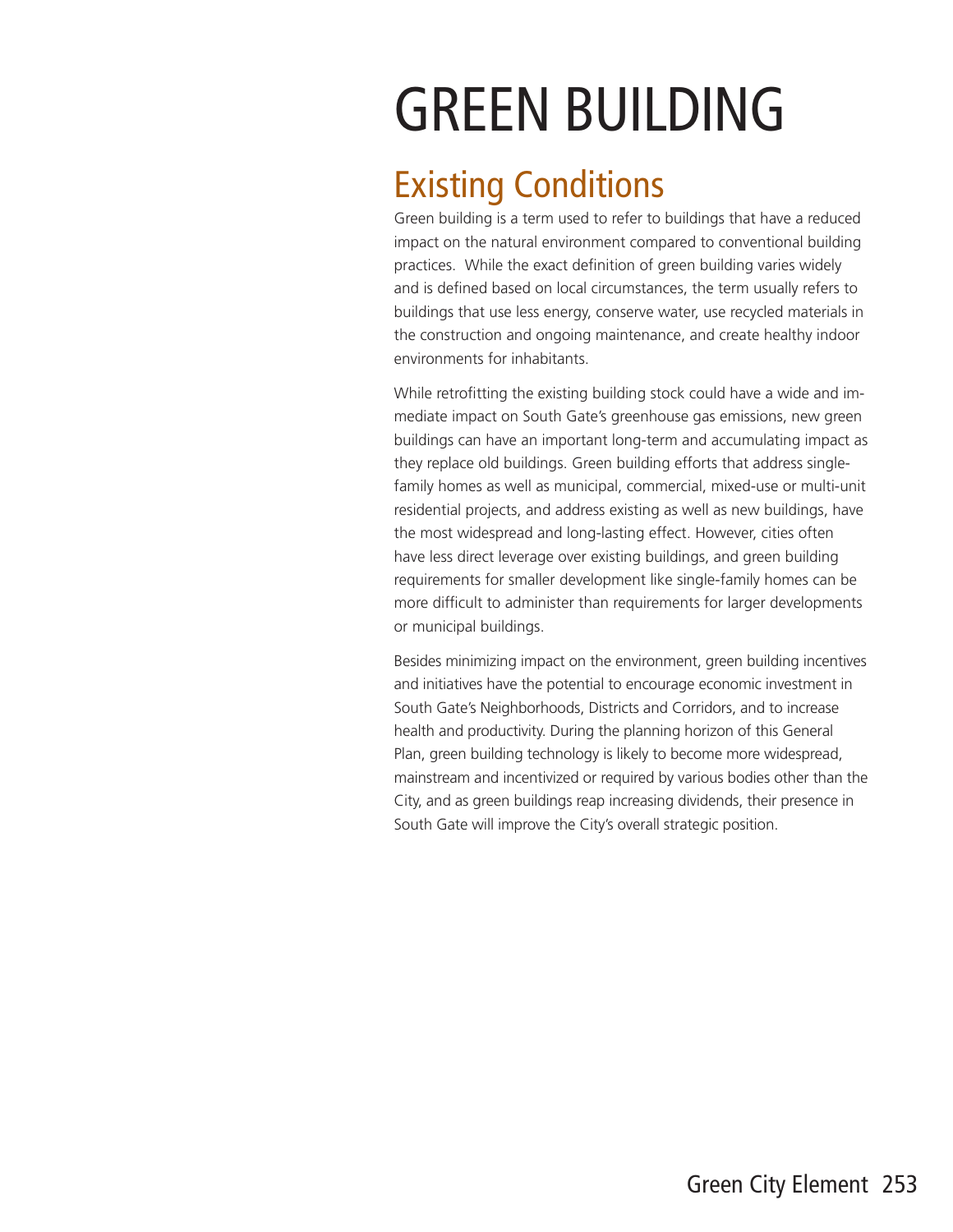# GREEN BUILDING

## Existing Conditions

Green building is a term used to refer to buildings that have a reduced impact on the natural environment compared to conventional building practices. While the exact definition of green building varies widely and is defined based on local circumstances, the term usually refers to buildings that use less energy, conserve water, use recycled materials in the construction and ongoing maintenance, and create healthy indoor environments for inhabitants.

While retrofitting the existing building stock could have a wide and immediate impact on South Gate's greenhouse gas emissions, new green buildings can have an important long-term and accumulating impact as they replace old buildings. Green building efforts that address single-family homes as well as municipal, commercial, mixed-use or multi-unit residential projects, and address existing as well as new buildings, have the most widespread and long-lasting effect. However, cities often have less direct leverage over existing buildings, and green building requirements for smaller development like single-family homes can be more difficult to administer than requirements for larger developments or municipal buildings.

Besides minimizing impact on the environment, green building incentives and initiatives have the potential to encourage economic investment in South Gate's Neighborhoods, Districts and Corridors, and to increase health and productivity. During the planning horizon of this General Plan, green building technology is likely to become more widespread, mainstream and incentivized or required by various bodies other than the City, and as green buildings reap increasing dividends, their presence in South Gate will improve the City's overall strategic position.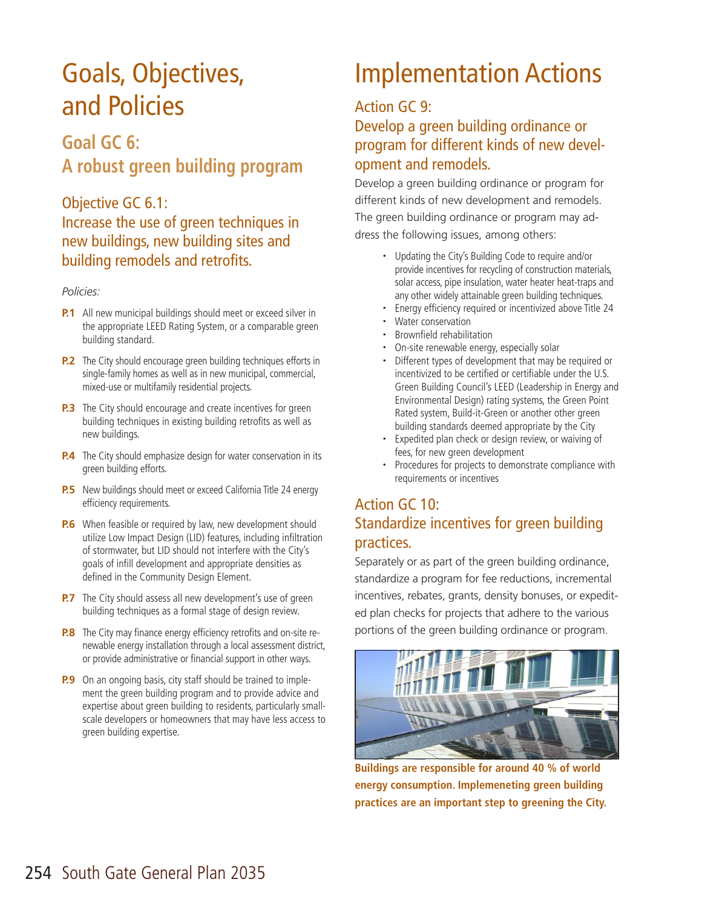# Goals, Objectives, and Policies

## Goal GC 6: A robust green building program

### Objective GC 6.1: Increase the use of green techniques in new buildings, new building sites and building remodels and retrofits.

*Policies:*

**P.1** All new municipal buildings should meet or exceed silver in the appropriate LEED Rating System, or a comparable green building standard.

**P.2** The City should encourage green building techniques efforts in single-family homes as well as in new municipal, commercial, mixed-use or multifamily residential projects.

**P.3** The City should encourage and create incentives for green building techniques in existing building retrofits as well as new buildings.

**P.4** The City should emphasize design for water conservation in its green building efforts.

**P.5** New buildings should meet or exceed California Title 24 energy efficiency requirements.

**P.6** When feasible or required by law, new development should utilize Low Impact Design (LID) features, including infiltration of stormwater, but LID should not interfere with the City's goals of infill development and appropriate densities as defined in the Community Design Element.

**P.7** The City should assess all new development's use of green building techniques as a formal stage of design review.

**P.8** The City may finance energy efficiency retrofits and on-site renewable energy installation through a local assessment district, or provide administrative or financial support in other ways.

**P.9** On an ongoing basis, city staff should be trained to implement the green building program and to provide advice and expertise about green building to residents, particularly small-scale developers or homeowners that may have less access to green building expertise.

# Implementation Actions

### Action GC 9: Develop a green building ordinance or program for different kinds of new development and remodels.

Develop a green building ordinance or program for different kinds of new development and remodels. The green building ordinance or program may address the following issues, among others:

- Updating the City's Building Code to require and/or provide incentives for recycling of construction materials, solar access, pipe insulation, water heater heat-traps and any other widely attainable green building techniques.
- Energy efficiency required or incentivized above Title 24
- Water conservation
- Brownfield rehabilitation
- On-site renewable energy, especially solar
- Different types of development that may be required or incentivized to be certified or certifiable under the U.S. Green Building Council's LEED (Leadership in Energy and Environmental Design) rating systems, the Green Point Rated system, Build-it-Green or another other green building standards deemed appropriate by the City
- Expedited plan check or design review, or waiving of fees, for new green development
- Procedures for projects to demonstrate compliance with requirements or incentives

### Action GC 10: Standardize incentives for green building practices.

Separately or as part of the green building ordinance, standardize a program for fee reductions, incremental incentives, rebates, grants, density bonuses, or expedited plan checks for projects that adhere to the various portions of the green building ordinance or program.

**Buildings are responsible for around 40 % of world energy consumption. Implemeneting green building practices are an important step to greening the City.**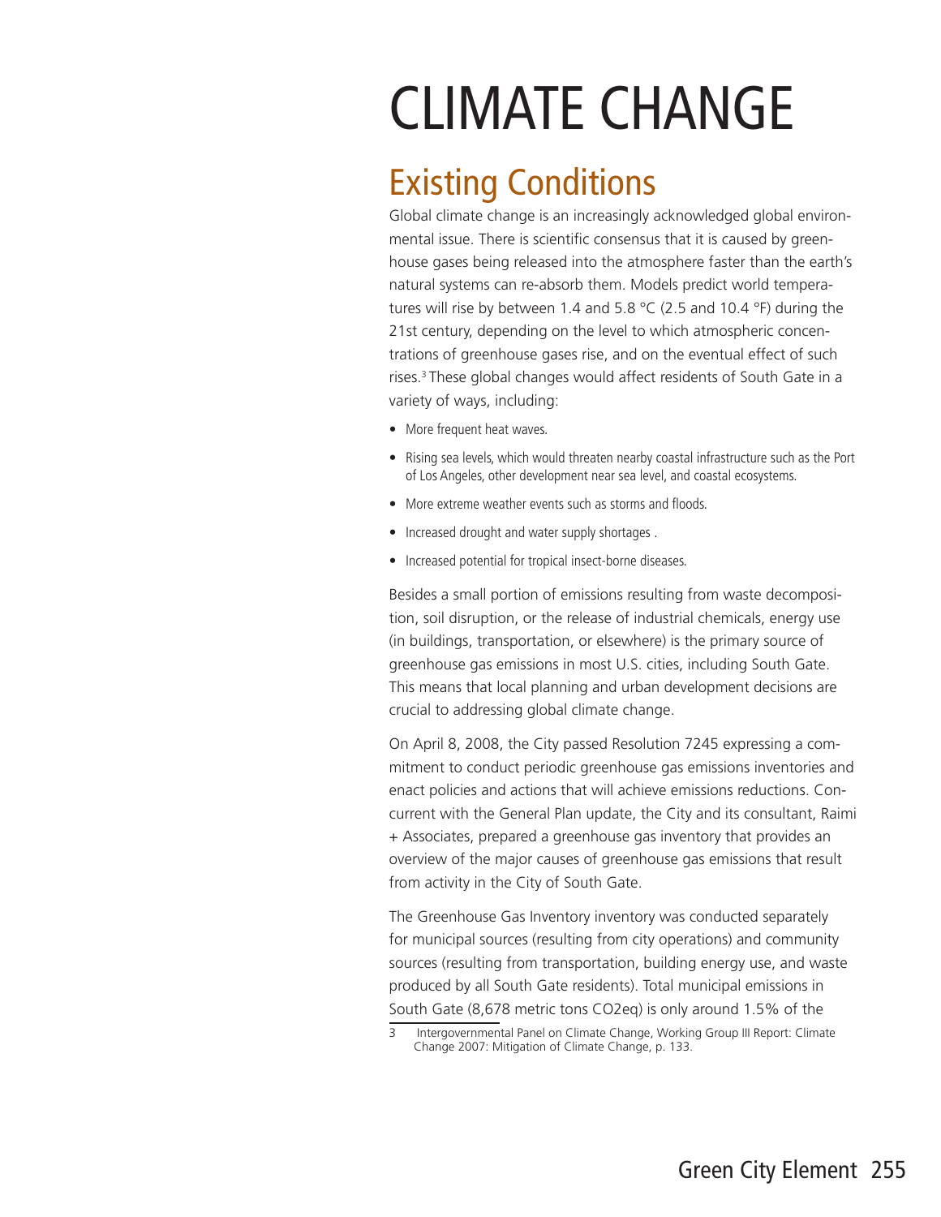# CLIMATE CHANGE

## Existing Conditions

Global climate change is an increasingly acknowledged global environmental issue. There is scientific consensus that it is caused by greenhouse gases being released into the atmosphere faster than the earth's natural systems can re-absorb them. Models predict world temperatures will rise by between 1.4 and 5.8 °C (2.5 and 10.4 °F) during the 21st century, depending on the level to which atmospheric concentrations of greenhouse gases rise, and on the eventual effect of such rises.[3] These global changes would affect residents of South Gate in a variety of ways, including:

- More frequent heat waves.
- Rising sea levels, which would threaten nearby coastal infrastructure such as the Port of Los Angeles, other development near sea level, and coastal ecosystems.
- More extreme weather events such as storms and floods.
- Increased drought and water supply shortages .
- Increased potential for tropical insect-borne diseases.

Besides a small portion of emissions resulting from waste decomposition, soil disruption, or the release of industrial chemicals, energy use (in buildings, transportation, or elsewhere) is the primary source of greenhouse gas emissions in most U.S. cities, including South Gate. This means that local planning and urban development decisions are crucial to addressing global climate change.

On April 8, 2008, the City passed Resolution 7245 expressing a commitment to conduct periodic greenhouse gas emissions inventories and enact policies and actions that will achieve emissions reductions. Concurrent with the General Plan update, the City and its consultant, Raimi + Associates, prepared a greenhouse gas inventory that provides an overview of the major causes of greenhouse gas emissions that result from activity in the City of South Gate.

The Greenhouse Gas Inventory inventory was conducted separately for municipal sources (resulting from city operations) and community sources (resulting from transportation, building energy use, and waste produced by all South Gate residents). Total municipal emissions in South Gate (8,678 metric tons CO2eq) is only around 1.5% of the

3 Intergovernmental Panel on Climate Change, Working Group III Report: Climate Change 2007: Mitigation of Climate Change, p. 133.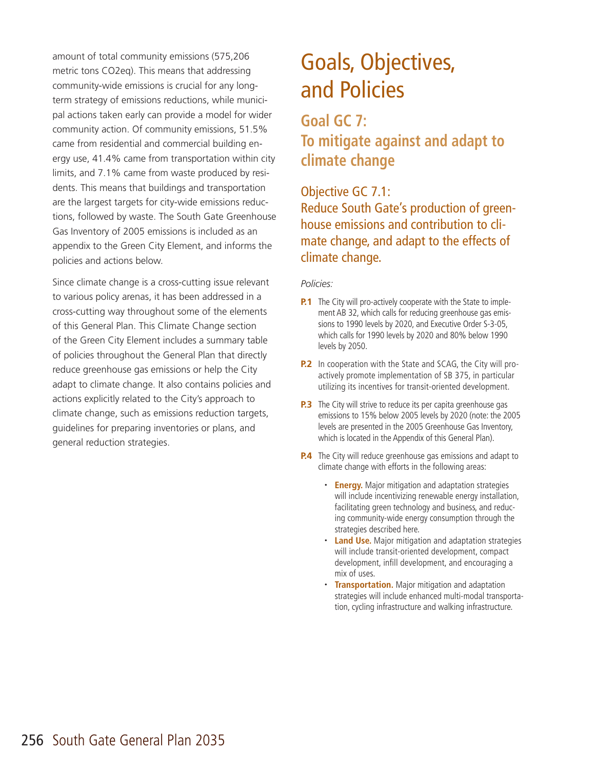amount of total community emissions (575,206 metric tons CO2eq). This means that addressing community-wide emissions is crucial for any long-term strategy of emissions reductions, while municipal actions taken early can provide a model for wider community action. Of community emissions, 51.5% came from residential and commercial building energy use, 41.4% came from transportation within city limits, and 7.1% came from waste produced by residents. This means that buildings and transportation are the largest targets for city-wide emissions reductions, followed by waste. The South Gate Greenhouse Gas Inventory of 2005 emissions is included as an appendix to the Green City Element, and informs the policies and actions below.

Since climate change is a cross-cutting issue relevant to various policy arenas, it has been addressed in a cross-cutting way throughout some of the elements of this General Plan. This Climate Change section of the Green City Element includes a summary table of policies throughout the General Plan that directly reduce greenhouse gas emissions or help the City adapt to climate change. It also contains policies and actions explicitly related to the City's approach to climate change, such as emissions reduction targets, guidelines for preparing inventories or plans, and general reduction strategies.

# Goals, Objectives, and Policies

## Goal GC 7: To mitigate against and adapt to climate change

### Objective GC 7.1: Reduce South Gate's production of greenhouse emissions and contribution to climate change, and adapt to the effects of climate change.

*Policies:*

**P.1** The City will pro-actively cooperate with the State to implement AB 32, which calls for reducing greenhouse gas emissions to 1990 levels by 2020, and Executive Order S-3-05, which calls for 1990 levels by 2020 and 80% below 1990 levels by 2050.

**P.2** In cooperation with the State and SCAG, the City will proactively promote implementation of SB 375, in particular utilizing its incentives for transit-oriented development.

**P.3** The City will strive to reduce its per capita greenhouse gas emissions to 15% below 2005 levels by 2020 (note: the 2005 levels are presented in the 2005 Greenhouse Gas Inventory, which is located in the Appendix of this General Plan).

**P.4** The City will reduce greenhouse gas emissions and adapt to climate change with efforts in the following areas:

- **Energy.** Major mitigation and adaptation strategies will include incentivizing renewable energy installation, facilitating green technology and business, and reducing community-wide energy consumption through the strategies described here.
- **Land Use.** Major mitigation and adaptation strategies will include transit-oriented development, compact development, infill development, and encouraging a mix of uses.
- **Transportation.** Major mitigation and adaptation strategies will include enhanced multi-modal transportation, cycling infrastructure and walking infrastructure.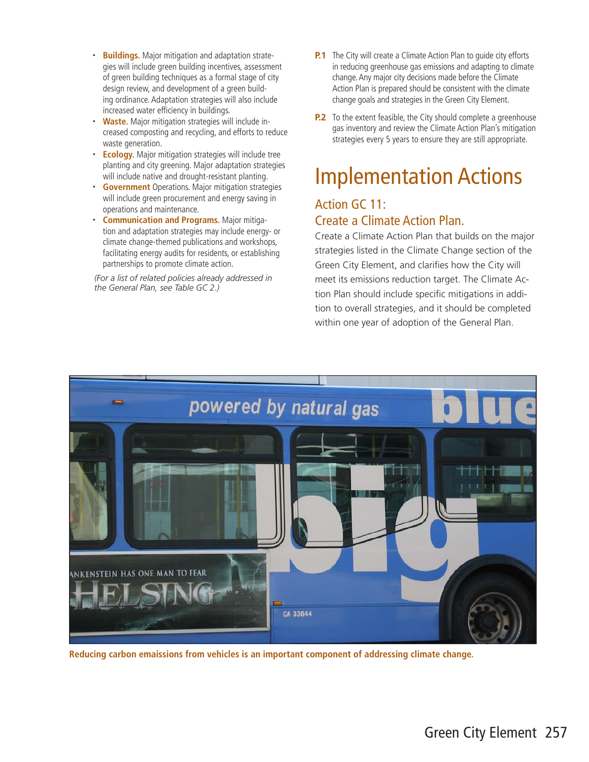- **Buildings.** Major mitigation and adaptation strategies will include green building incentives, assessment of green building techniques as a formal stage of city design review, and development of a green building ordinance. Adaptation strategies will also include increased water efficiency in buildings.
- **Waste.** Major mitigation strategies will include increased composting and recycling, and efforts to reduce waste generation.
- **Ecology.** Major mitigation strategies will include tree planting and city greening. Major adaptation strategies will include native and drought-resistant planting.
- **Government** Operations. Major mitigation strategies will include green procurement and energy saving in operations and maintenance.
- **Communication and Programs.** Major mitigation and adaptation strategies may include energy- or climate change-themed publications and workshops, facilitating energy audits for residents, or establishing partnerships to promote climate action.

*(For a list of related policies already addressed in the General Plan, see Table GC 2.)*

**P.1** The City will create a Climate Action Plan to guide city efforts in reducing greenhouse gas emissions and adapting to climate change. Any major city decisions made before the Climate Action Plan is prepared should be consistent with the climate change goals and strategies in the Green City Element.

**P.2** To the extent feasible, the City should complete a greenhouse gas inventory and review the Climate Action Plan's mitigation strategies every 5 years to ensure they are still appropriate.

# Implementation Actions

## Action GC 11: Create a Climate Action Plan.

Create a Climate Action Plan that builds on the major strategies listed in the Climate Change section of the Green City Element, and clarifies how the City will meet its emissions reduction target. The Climate Action Plan should include specific mitigations in addition to overall strategies, and it should be completed within one year of adoption of the General Plan.

**Reducing carbon emaissions from vehicles is an important component of addressing climate change.**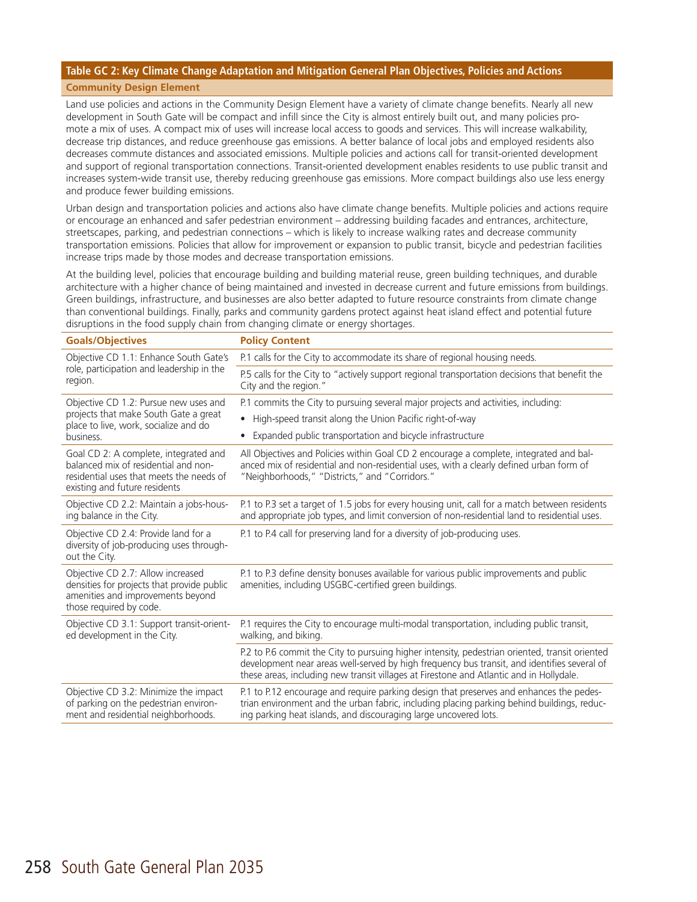## Table GC 2: Key Climate Change Adaptation and Mitigation General Plan Objectives, Policies and Actions

### Community Design Element

Land use policies and actions in the Community Design Element have a variety of climate change benefits. Nearly all new development in South Gate will be compact and infill since the City is almost entirely built out, and many policies promote a mix of uses. A compact mix of uses will increase local access to goods and services. This will increase walkability, decrease trip distances, and reduce greenhouse gas emissions. A better balance of local jobs and employed residents also decreases commute distances and associated emissions. Multiple policies and actions call for transit-oriented development and support of regional transportation connections. Transit-oriented development enables residents to use public transit and increases system-wide transit use, thereby reducing greenhouse gas emissions. More compact buildings also use less energy and produce fewer building emissions.

Urban design and transportation policies and actions also have climate change benefits. Multiple policies and actions require or encourage an enhanced and safer pedestrian environment – addressing building facades and entrances, architecture, streetscapes, parking, and pedestrian connections – which is likely to increase walking rates and decrease community transportation emissions. Policies that allow for improvement or expansion to public transit, bicycle and pedestrian facilities increase trips made by those modes and decrease transportation emissions.

At the building level, policies that encourage building and building material reuse, green building techniques, and durable architecture with a higher chance of being maintained and invested in decrease current and future emissions from buildings. Green buildings, infrastructure, and businesses are also better adapted to future resource constraints from climate change than conventional buildings. Finally, parks and community gardens protect against heat island effect and potential future disruptions in the food supply chain from changing climate or energy shortages.

| Goals/Objectives | Policy Content |
|---|---|
| Objective CD 1.1: Enhance South Gate's role, participation and leadership in the region. | P.1 calls for the City to accommodate its share of regional housing needs. |
| | P.5 calls for the City to "actively support regional transportation decisions that benefit the City and the region." |
| Objective CD 1.2: Pursue new uses and projects that make South Gate a great place to live, work, socialize and do business. | P.1 commits the City to pursuing several major projects and activities, including:<br>• High-speed transit along the Union Pacific right-of-way<br>• Expanded public transportation and bicycle infrastructure |
| Goal CD 2: A complete, integrated and balanced mix of residential and non-residential uses that meets the needs of existing and future residents | All Objectives and Policies within Goal CD 2 encourage a complete, integrated and balanced mix of residential and non-residential uses, with a clearly defined urban form of "Neighborhoods," "Districts," and "Corridors." |
| Objective CD 2.2: Maintain a jobs-housing balance in the City. | P.1 to P.3 set a target of 1.5 jobs for every housing unit, call for a match between residents and appropriate job types, and limit conversion of non-residential land to residential uses. |
| Objective CD 2.4: Provide land for a diversity of job-producing uses throughout the City. | P.1 to P.4 call for preserving land for a diversity of job-producing uses. |
| Objective CD 2.7: Allow increased densities for projects that provide public amenities and improvements beyond those required by code. | P.1 to P.3 define density bonuses available for various public improvements and public amenities, including USGBC-certified green buildings. |
| Objective CD 3.1: Support transit-oriented development in the City. | P.1 requires the City to encourage multi-modal transportation, including public transit, walking, and biking. |
| | P.2 to P.6 commit the City to pursuing higher intensity, pedestrian oriented, transit oriented development near areas well-served by high frequency bus transit, and identifies several of these areas, including new transit villages at Firestone and Atlantic and in Hollydale. |
| Objective CD 3.2: Minimize the impact of parking on the pedestrian environment and residential neighborhoods. | P.1 to P.12 encourage and require parking design that preserves and enhances the pedestrian environment and the urban fabric, including placing parking behind buildings, reducing parking heat islands, and discouraging large uncovered lots. |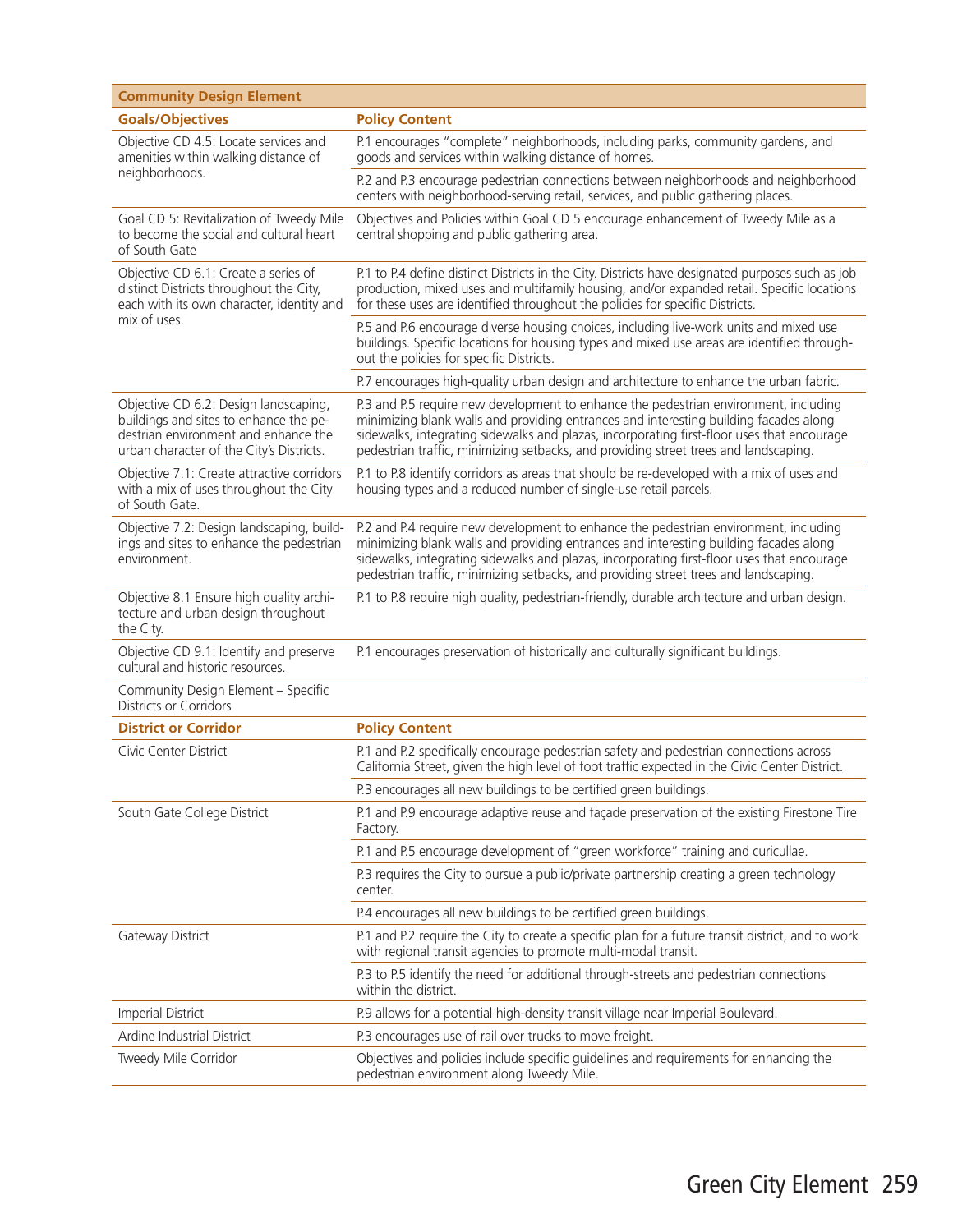| Community Design Element | |
|---|---|
| **Goals/Objectives** | **Policy Content** |
| Objective CD 4.5: Locate services and amenities within walking distance of neighborhoods. | P.1 encourages "complete" neighborhoods, including parks, community gardens, and goods and services within walking distance of homes. |
| | P.2 and P.3 encourage pedestrian connections between neighborhoods and neighborhood centers with neighborhood-serving retail, services, and public gathering places. |
| Goal CD 5: Revitalization of Tweedy Mile to become the social and cultural heart of South Gate | Objectives and Policies within Goal CD 5 encourage enhancement of Tweedy Mile as a central shopping and public gathering area. |
| Objective CD 6.1: Create a series of distinct Districts throughout the City, each with its own character, identity and mix of uses. | P.1 to P.4 define distinct Districts in the City. Districts have designated purposes such as job production, mixed uses and multifamily housing, and/or expanded retail. Specific locations for these uses are identified throughout the policies for specific Districts. |
| | P.5 and P.6 encourage diverse housing choices, including live-work units and mixed use buildings. Specific locations for housing types and mixed use areas are identified throughout the policies for specific Districts. |
| | P.7 encourages high-quality urban design and architecture to enhance the urban fabric. |
| Objective CD 6.2: Design landscaping, buildings and sites to enhance the pedestrian environment and enhance the urban character of the City's Districts. | P.3 and P.5 require new development to enhance the pedestrian environment, including minimizing blank walls and providing entrances and interesting building facades along sidewalks, integrating sidewalks and plazas, incorporating first-floor uses that encourage pedestrian traffic, minimizing setbacks, and providing street trees and landscaping. |
| Objective 7.1: Create attractive corridors with a mix of uses throughout the City of South Gate. | P.1 to P.8 identify corridors as areas that should be re-developed with a mix of uses and housing types and a reduced number of single-use retail parcels. |
| Objective 7.2: Design landscaping, buildings and sites to enhance the pedestrian environment. | P.2 and P.4 require new development to enhance the pedestrian environment, including minimizing blank walls and providing entrances and interesting building facades along sidewalks, integrating sidewalks and plazas, incorporating first-floor uses that encourage pedestrian traffic, minimizing setbacks, and providing street trees and landscaping. |
| Objective 8.1 Ensure high quality architecture and urban design throughout the City. | P.1 to P.8 require high quality, pedestrian-friendly, durable architecture and urban design. |
| Objective CD 9.1: Identify and preserve cultural and historic resources. | P.1 encourages preservation of historically and culturally significant buildings. |
| Community Design Element – Specific Districts or Corridors | |
| **District or Corridor** | **Policy Content** |
| Civic Center District | P.1 and P.2 specifically encourage pedestrian safety and pedestrian connections across California Street, given the high level of foot traffic expected in the Civic Center District. |
| | P.3 encourages all new buildings to be certified green buildings. |
| South Gate College District | P.1 and P.9 encourage adaptive reuse and façade preservation of the existing Firestone Tire Factory. |
| | P.1 and P.5 encourage development of "green workforce" training and curicullae. |
| | P.3 requires the City to pursue a public/private partnership creating a green technology center. |
| | P.4 encourages all new buildings to be certified green buildings. |
| Gateway District | P.1 and P.2 require the City to create a specific plan for a future transit district, and to work with regional transit agencies to promote multi-modal transit. |
| | P.3 to P.5 identify the need for additional through-streets and pedestrian connections within the district. |
| Imperial District | P.9 allows for a potential high-density transit village near Imperial Boulevard. |
| Ardine Industrial District | P.3 encourages use of rail over trucks to move freight. |
| Tweedy Mile Corridor | Objectives and policies include specific guidelines and requirements for enhancing the pedestrian environment along Tweedy Mile. |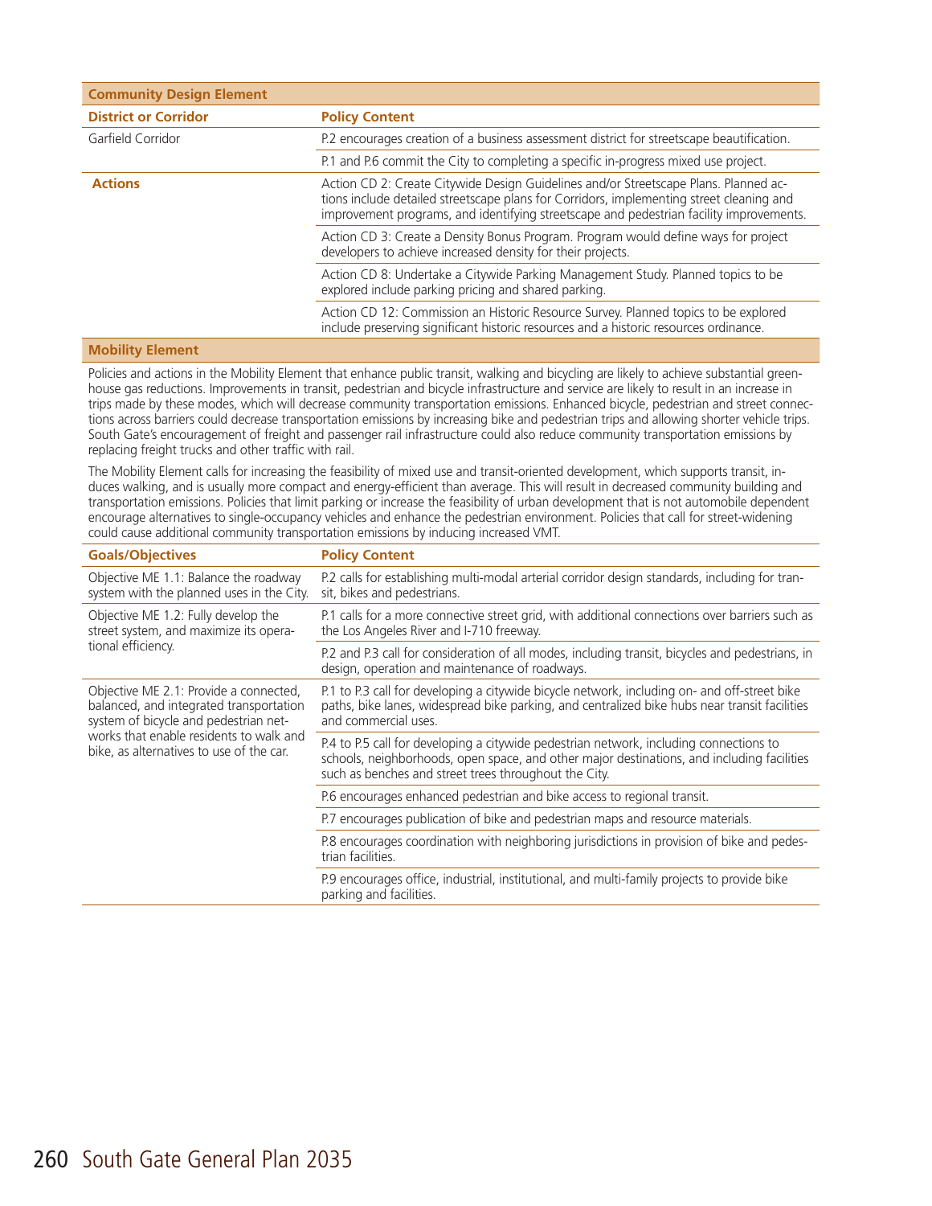| Community Design Element | |
|---|---|
| **District or Corridor** | **Policy Content** |
| Garfield Corridor | P.2 encourages creation of a business assessment district for streetscape beautification. |
| | P.1 and P.6 commit the City to completing a specific in-progress mixed use project. |
| **Actions** | Action CD 2: Create Citywide Design Guidelines and/or Streetscape Plans. Planned actions include detailed streetscape plans for Corridors, implementing street cleaning and improvement programs, and identifying streetscape and pedestrian facility improvements. |
| | Action CD 3: Create a Density Bonus Program. Program would define ways for project developers to achieve increased density for their projects. |
| | Action CD 8: Undertake a Citywide Parking Management Study. Planned topics to be explored include parking pricing and shared parking. |
| | Action CD 12: Commission an Historic Resource Survey. Planned topics to be explored include preserving significant historic resources and a historic resources ordinance. |

**Mobility Element**

Policies and actions in the Mobility Element that enhance public transit, walking and bicycling are likely to achieve substantial greenhouse gas reductions. Improvements in transit, pedestrian and bicycle infrastructure and service are likely to result in an increase in trips made by these modes, which will decrease community transportation emissions. Enhanced bicycle, pedestrian and street connections across barriers could decrease transportation emissions by increasing bike and pedestrian trips and allowing shorter vehicle trips. South Gate's encouragement of freight and passenger rail infrastructure could also reduce community transportation emissions by replacing freight trucks and other traffic with rail.

The Mobility Element calls for increasing the feasibility of mixed use and transit-oriented development, which supports transit, induces walking, and is usually more compact and energy-efficient than average. This will result in decreased community building and transportation emissions. Policies that limit parking or increase the feasibility of urban development that is not automobile dependent encourage alternatives to single-occupancy vehicles and enhance the pedestrian environment. Policies that call for street-widening could cause additional community transportation emissions by inducing increased VMT.

| Goals/Objectives | Policy Content |
|---|---|
| Objective ME 1.1: Balance the roadway system with the planned uses in the City. | P.2 calls for establishing multi-modal arterial corridor design standards, including for transit, bikes and pedestrians. |
| Objective ME 1.2: Fully develop the street system, and maximize its operational efficiency. | P.1 calls for a more connective street grid, with additional connections over barriers such as the Los Angeles River and I-710 freeway. |
| | P.2 and P.3 call for consideration of all modes, including transit, bicycles and pedestrians, in design, operation and maintenance of roadways. |
| Objective ME 2.1: Provide a connected, balanced, and integrated transportation system of bicycle and pedestrian networks that enable residents to walk and bike, as alternatives to use of the car. | P.1 to P.3 call for developing a citywide bicycle network, including on- and off-street bike paths, bike lanes, widespread bike parking, and centralized bike hubs near transit facilities and commercial uses. |
| | P.4 to P.5 call for developing a citywide pedestrian network, including connections to schools, neighborhoods, open space, and other major destinations, and including facilities such as benches and street trees throughout the City. |
| | P.6 encourages enhanced pedestrian and bike access to regional transit. |
| | P.7 encourages publication of bike and pedestrian maps and resource materials. |
| | P.8 encourages coordination with neighboring jurisdictions in provision of bike and pedestrian facilities. |
| | P.9 encourages office, industrial, institutional, and multi-family projects to provide bike parking and facilities. |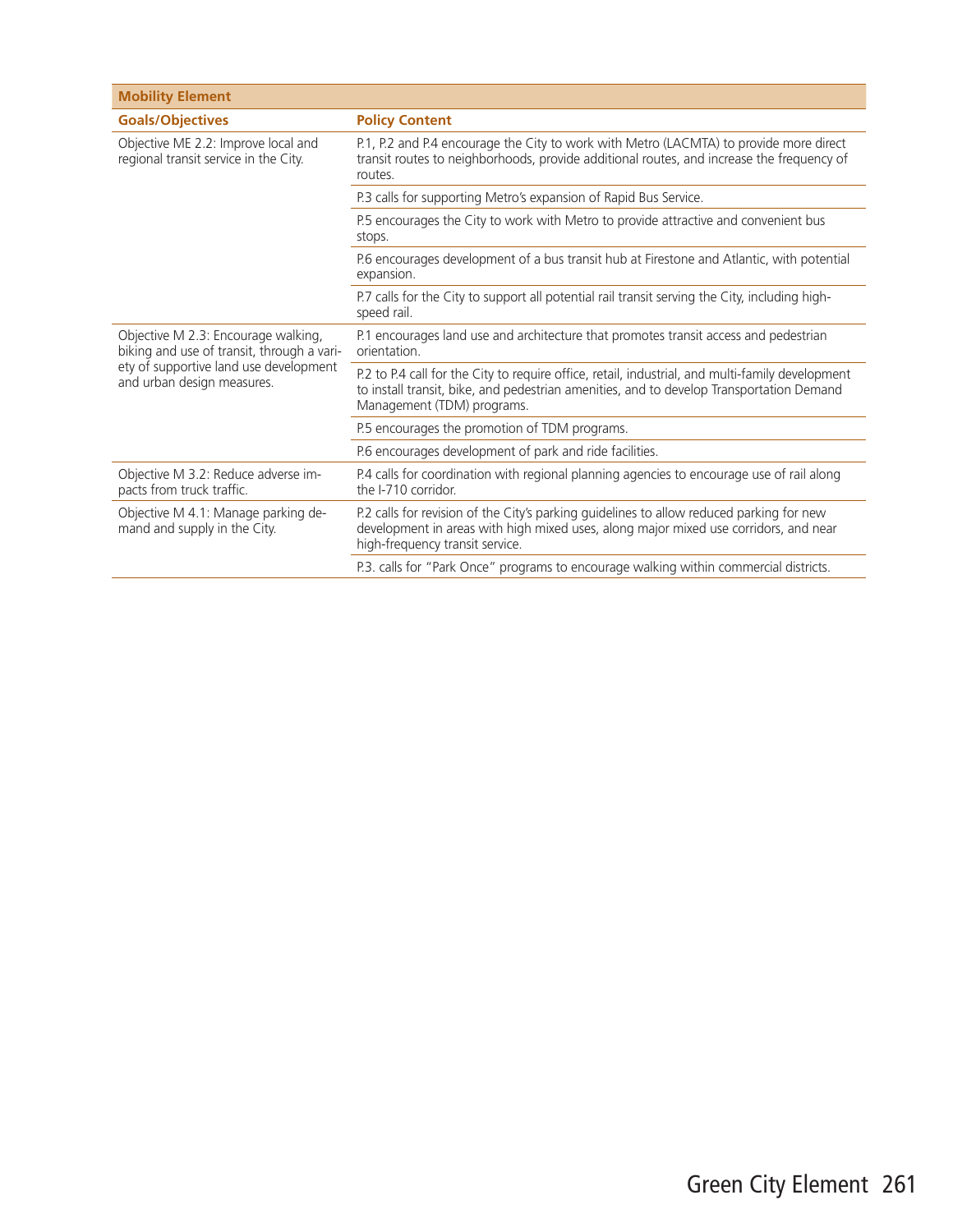| Mobility Element | |
|---|---|
| **Goals/Objectives** | **Policy Content** |
| Objective ME 2.2: Improve local and regional transit service in the City. | P.1, P.2 and P.4 encourage the City to work with Metro (LACMTA) to provide more direct transit routes to neighborhoods, provide additional routes, and increase the frequency of routes. |
| | P.3 calls for supporting Metro's expansion of Rapid Bus Service. |
| | P.5 encourages the City to work with Metro to provide attractive and convenient bus stops. |
| | P.6 encourages development of a bus transit hub at Firestone and Atlantic, with potential expansion. |
| | P.7 calls for the City to support all potential rail transit serving the City, including high-speed rail. |
| Objective M 2.3: Encourage walking, biking and use of transit, through a variety of supportive land use development and urban design measures. | P.1 encourages land use and architecture that promotes transit access and pedestrian orientation. |
| | P.2 to P.4 call for the City to require office, retail, industrial, and multi-family development to install transit, bike, and pedestrian amenities, and to develop Transportation Demand Management (TDM) programs. |
| | P.5 encourages the promotion of TDM programs. |
| | P.6 encourages development of park and ride facilities. |
| Objective M 3.2: Reduce adverse impacts from truck traffic. | P.4 calls for coordination with regional planning agencies to encourage use of rail along the I-710 corridor. |
| Objective M 4.1: Manage parking demand and supply in the City. | P.2 calls for revision of the City's parking guidelines to allow reduced parking for new development in areas with high mixed uses, along major mixed use corridors, and near high-frequency transit service. |
| | P.3. calls for "Park Once" programs to encourage walking within commercial districts. |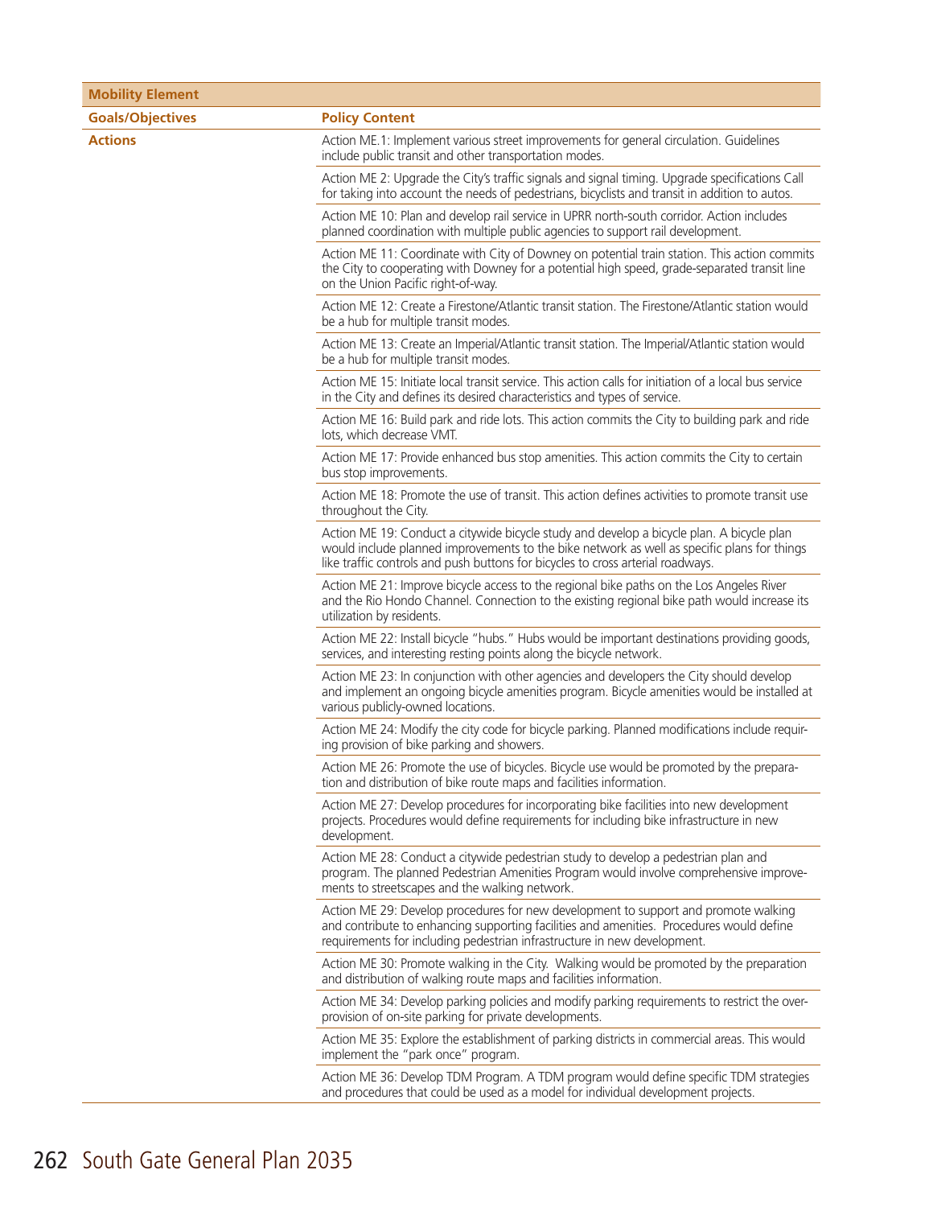| Mobility Element | |
|---|---|
| **Goals/Objectives** | **Policy Content** |
| **Actions** | Action ME.1: Implement various street improvements for general circulation. Guidelines include public transit and other transportation modes. |
| | Action ME 2: Upgrade the City's traffic signals and signal timing. Upgrade specifications Call for taking into account the needs of pedestrians, bicyclists and transit in addition to autos. |
| | Action ME 10: Plan and develop rail service in UPRR north-south corridor. Action includes planned coordination with multiple public agencies to support rail development. |
| | Action ME 11: Coordinate with City of Downey on potential train station. This action commits the City to cooperating with Downey for a potential high speed, grade-separated transit line on the Union Pacific right-of-way. |
| | Action ME 12: Create a Firestone/Atlantic transit station. The Firestone/Atlantic station would be a hub for multiple transit modes. |
| | Action ME 13: Create an Imperial/Atlantic transit station. The Imperial/Atlantic station would be a hub for multiple transit modes. |
| | Action ME 15: Initiate local transit service. This action calls for initiation of a local bus service in the City and defines its desired characteristics and types of service. |
| | Action ME 16: Build park and ride lots. This action commits the City to building park and ride lots, which decrease VMT. |
| | Action ME 17: Provide enhanced bus stop amenities. This action commits the City to certain bus stop improvements. |
| | Action ME 18: Promote the use of transit. This action defines activities to promote transit use throughout the City. |
| | Action ME 19: Conduct a citywide bicycle study and develop a bicycle plan. A bicycle plan would include planned improvements to the bike network as well as specific plans for things like traffic controls and push buttons for bicycles to cross arterial roadways. |
| | Action ME 21: Improve bicycle access to the regional bike paths on the Los Angeles River and the Rio Hondo Channel. Connection to the existing regional bike path would increase its utilization by residents. |
| | Action ME 22: Install bicycle "hubs." Hubs would be important destinations providing goods, services, and interesting resting points along the bicycle network. |
| | Action ME 23: In conjunction with other agencies and developers the City should develop and implement an ongoing bicycle amenities program. Bicycle amenities would be installed at various publicly-owned locations. |
| | Action ME 24: Modify the city code for bicycle parking. Planned modifications include requiring provision of bike parking and showers. |
| | Action ME 26: Promote the use of bicycles. Bicycle use would be promoted by the preparation and distribution of bike route maps and facilities information. |
| | Action ME 27: Develop procedures for incorporating bike facilities into new development projects. Procedures would define requirements for including bike infrastructure in new development. |
| | Action ME 28: Conduct a citywide pedestrian study to develop a pedestrian plan and program. The planned Pedestrian Amenities Program would involve comprehensive improvements to streetscapes and the walking network. |
| | Action ME 29: Develop procedures for new development to support and promote walking and contribute to enhancing supporting facilities and amenities. Procedures would define requirements for including pedestrian infrastructure in new development. |
| | Action ME 30: Promote walking in the City. Walking would be promoted by the preparation and distribution of walking route maps and facilities information. |
| | Action ME 34: Develop parking policies and modify parking requirements to restrict the over-provision of on-site parking for private developments. |
| | Action ME 35: Explore the establishment of parking districts in commercial areas. This would implement the "park once" program. |
| | Action ME 36: Develop TDM Program. A TDM program would define specific TDM strategies and procedures that could be used as a model for individual development projects. |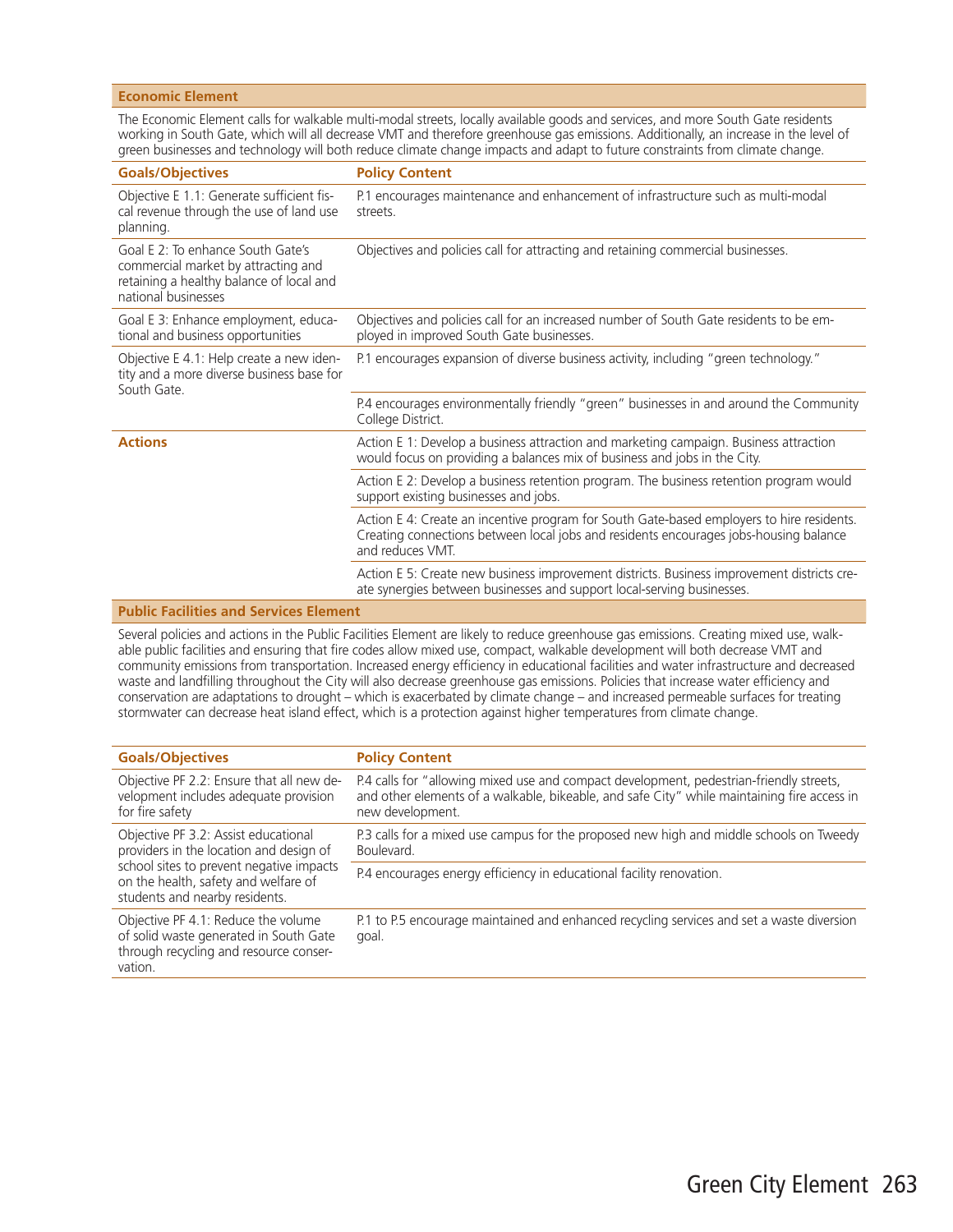## Economic Element

The Economic Element calls for walkable multi-modal streets, locally available goods and services, and more South Gate residents working in South Gate, which will all decrease VMT and therefore greenhouse gas emissions. Additionally, an increase in the level of green businesses and technology will both reduce climate change impacts and adapt to future constraints from climate change.

| Goals/Objectives | Policy Content |
|---|---|
| Objective E 1.1: Generate sufficient fiscal revenue through the use of land use planning. | P.1 encourages maintenance and enhancement of infrastructure such as multi-modal streets. |
| Goal E 2: To enhance South Gate's commercial market by attracting and retaining a healthy balance of local and national businesses | Objectives and policies call for attracting and retaining commercial businesses. |
| Goal E 3: Enhance employment, educational and business opportunities | Objectives and policies call for an increased number of South Gate residents to be employed in improved South Gate businesses. |
| Objective E 4.1: Help create a new identity and a more diverse business base for South Gate. | P.1 encourages expansion of diverse business activity, including "green technology." |
| | P.4 encourages environmentally friendly "green" businesses in and around the Community College District. |
| **Actions** | Action E 1: Develop a business attraction and marketing campaign. Business attraction would focus on providing a balances mix of business and jobs in the City. |
| | Action E 2: Develop a business retention program. The business retention program would support existing businesses and jobs. |
| | Action E 4: Create an incentive program for South Gate-based employers to hire residents. Creating connections between local jobs and residents encourages jobs-housing balance and reduces VMT. |
| | Action E 5: Create new business improvement districts. Business improvement districts create synergies between businesses and support local-serving businesses. |

## Public Facilities and Services Element

Several policies and actions in the Public Facilities Element are likely to reduce greenhouse gas emissions. Creating mixed use, walkable public facilities and ensuring that fire codes allow mixed use, compact, walkable development will both decrease VMT and community emissions from transportation. Increased energy efficiency in educational facilities and water infrastructure and decreased waste and landfilling throughout the City will also decrease greenhouse gas emissions. Policies that increase water efficiency and conservation are adaptations to drought – which is exacerbated by climate change – and increased permeable surfaces for treating stormwater can decrease heat island effect, which is a protection against higher temperatures from climate change.

| Goals/Objectives | Policy Content |
|---|---|
| Objective PF 2.2: Ensure that all new development includes adequate provision for fire safety | P.4 calls for "allowing mixed use and compact development, pedestrian-friendly streets, and other elements of a walkable, bikeable, and safe City" while maintaining fire access in new development. |
| Objective PF 3.2: Assist educational providers in the location and design of school sites to prevent negative impacts on the health, safety and welfare of students and nearby residents. | P.3 calls for a mixed use campus for the proposed new high and middle schools on Tweedy Boulevard. |
| | P.4 encourages energy efficiency in educational facility renovation. |
| Objective PF 4.1: Reduce the volume of solid waste generated in South Gate through recycling and resource conservation. | P.1 to P.5 encourage maintained and enhanced recycling services and set a waste diversion goal. |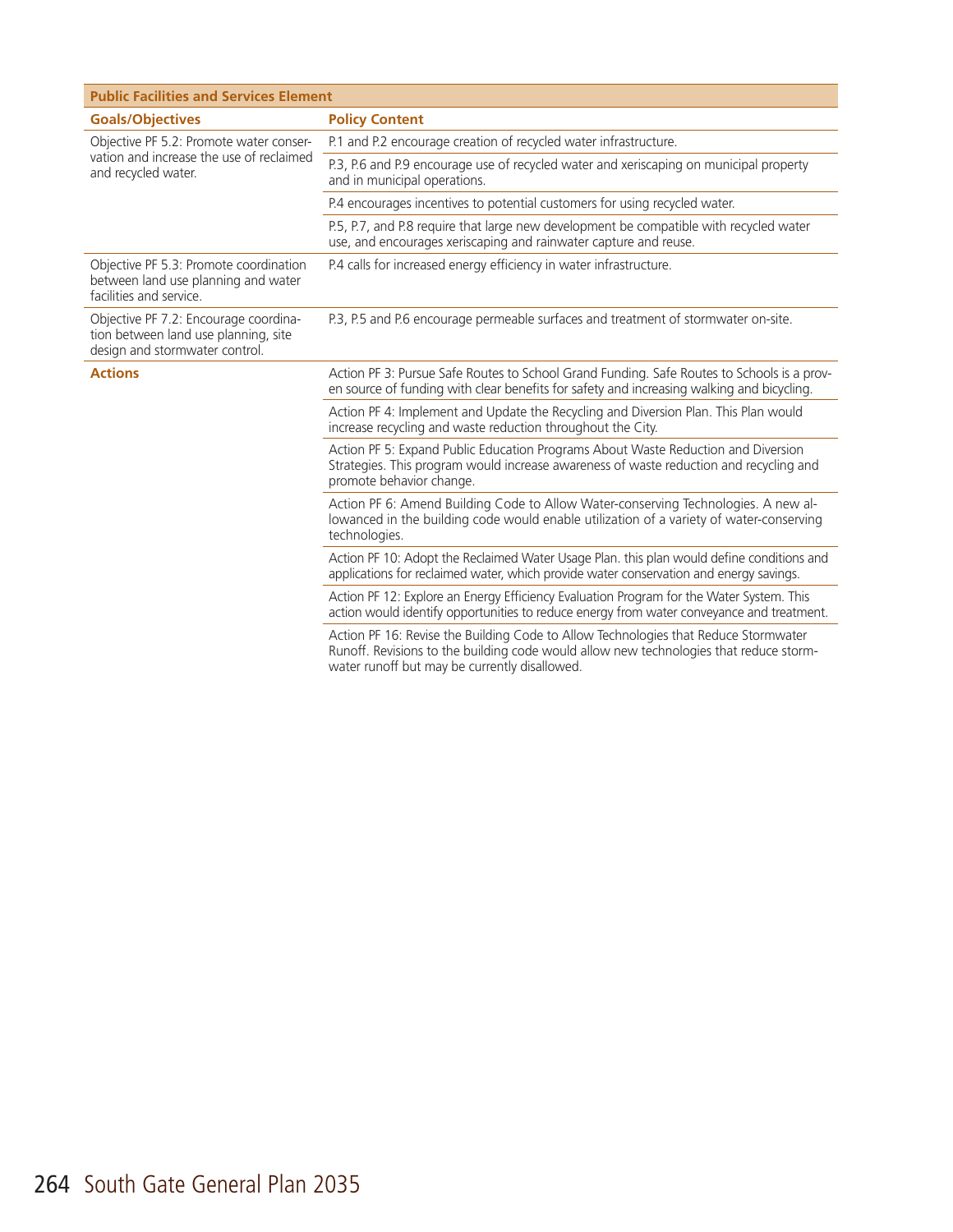| Public Facilities and Services Element | |
|---|---|
| **Goals/Objectives** | **Policy Content** |
| Objective PF 5.2: Promote water conservation and increase the use of reclaimed and recycled water. | P.1 and P.2 encourage creation of recycled water infrastructure. |
| | P.3, P.6 and P.9 encourage use of recycled water and xeriscaping on municipal property and in municipal operations. |
| | P.4 encourages incentives to potential customers for using recycled water. |
| | P.5, P.7, and P.8 require that large new development be compatible with recycled water use, and encourages xeriscaping and rainwater capture and reuse. |
| Objective PF 5.3: Promote coordination between land use planning and water facilities and service. | P.4 calls for increased energy efficiency in water infrastructure. |
| Objective PF 7.2: Encourage coordination between land use planning, site design and stormwater control. | P.3, P.5 and P.6 encourage permeable surfaces and treatment of stormwater on-site. |
| **Actions** | Action PF 3: Pursue Safe Routes to School Grand Funding. Safe Routes to Schools is a proven source of funding with clear benefits for safety and increasing walking and bicycling. |
| | Action PF 4: Implement and Update the Recycling and Diversion Plan. This Plan would increase recycling and waste reduction throughout the City. |
| | Action PF 5: Expand Public Education Programs About Waste Reduction and Diversion Strategies. This program would increase awareness of waste reduction and recycling and promote behavior change. |
| | Action PF 6: Amend Building Code to Allow Water-conserving Technologies. A new allowanced in the building code would enable utilization of a variety of water-conserving technologies. |
| | Action PF 10: Adopt the Reclaimed Water Usage Plan. this plan would define conditions and applications for reclaimed water, which provide water conservation and energy savings. |
| | Action PF 12: Explore an Energy Efficiency Evaluation Program for the Water System. This action would identify opportunities to reduce energy from water conveyance and treatment. |
| | Action PF 16: Revise the Building Code to Allow Technologies that Reduce Stormwater Runoff. Revisions to the building code would allow new technologies that reduce stormwater runoff but may be currently disallowed. |